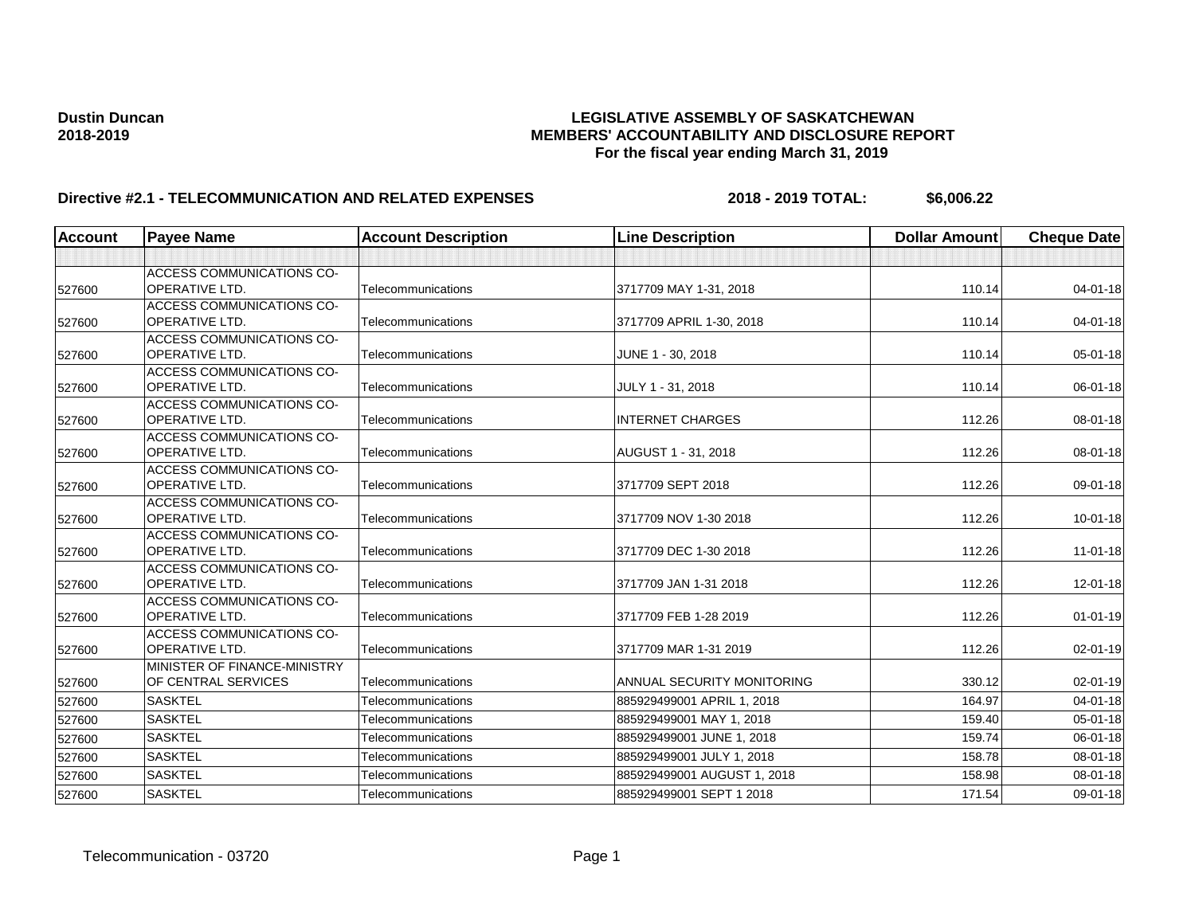**Dustin Duncan**
**2018-2019**

**LEGISLATIVE ASSEMBLY OF SASKATCHEWAN**
**MEMBERS' ACCOUNTABILITY AND DISCLOSURE REPORT**
**For the fiscal year ending March 31, 2019**

**Directive #2.1 - TELECOMMUNICATION AND RELATED EXPENSES** **2018 - 2019 TOTAL: $6,006.22**

| Account | Payee Name | Account Description | Line Description | Dollar Amount | Cheque Date |
|---|---|---|---|---|---|
| | | | | | |
| 527600 | ACCESS COMMUNICATIONS CO-OPERATIVE LTD. | Telecommunications | 3717709 MAY 1-31, 2018 | 110.14 | 04-01-18 |
| 527600 | ACCESS COMMUNICATIONS CO-OPERATIVE LTD. | Telecommunications | 3717709 APRIL 1-30, 2018 | 110.14 | 04-01-18 |
| 527600 | ACCESS COMMUNICATIONS CO-OPERATIVE LTD. | Telecommunications | JUNE 1 - 30, 2018 | 110.14 | 05-01-18 |
| 527600 | ACCESS COMMUNICATIONS CO-OPERATIVE LTD. | Telecommunications | JULY 1 - 31, 2018 | 110.14 | 06-01-18 |
| 527600 | ACCESS COMMUNICATIONS CO-OPERATIVE LTD. | Telecommunications | INTERNET CHARGES | 112.26 | 08-01-18 |
| 527600 | ACCESS COMMUNICATIONS CO-OPERATIVE LTD. | Telecommunications | AUGUST 1 - 31, 2018 | 112.26 | 08-01-18 |
| 527600 | ACCESS COMMUNICATIONS CO-OPERATIVE LTD. | Telecommunications | 3717709 SEPT 2018 | 112.26 | 09-01-18 |
| 527600 | ACCESS COMMUNICATIONS CO-OPERATIVE LTD. | Telecommunications | 3717709 NOV 1-30 2018 | 112.26 | 10-01-18 |
| 527600 | ACCESS COMMUNICATIONS CO-OPERATIVE LTD. | Telecommunications | 3717709 DEC 1-30 2018 | 112.26 | 11-01-18 |
| 527600 | ACCESS COMMUNICATIONS CO-OPERATIVE LTD. | Telecommunications | 3717709 JAN 1-31 2018 | 112.26 | 12-01-18 |
| 527600 | ACCESS COMMUNICATIONS CO-OPERATIVE LTD. | Telecommunications | 3717709 FEB 1-28 2019 | 112.26 | 01-01-19 |
| 527600 | ACCESS COMMUNICATIONS CO-OPERATIVE LTD. | Telecommunications | 3717709 MAR 1-31 2019 | 112.26 | 02-01-19 |
| 527600 | MINISTER OF FINANCE-MINISTRY OF CENTRAL SERVICES | Telecommunications | ANNUAL SECURITY MONITORING | 330.12 | 02-01-19 |
| 527600 | SASKTEL | Telecommunications | 885929499001 APRIL 1, 2018 | 164.97 | 04-01-18 |
| 527600 | SASKTEL | Telecommunications | 885929499001 MAY 1, 2018 | 159.40 | 05-01-18 |
| 527600 | SASKTEL | Telecommunications | 885929499001 JUNE 1, 2018 | 159.74 | 06-01-18 |
| 527600 | SASKTEL | Telecommunications | 885929499001 JULY 1, 2018 | 158.78 | 08-01-18 |
| 527600 | SASKTEL | Telecommunications | 885929499001 AUGUST 1, 2018 | 158.98 | 08-01-18 |
| 527600 | SASKTEL | Telecommunications | 885929499001 SEPT 1 2018 | 171.54 | 09-01-18 |

Telecommunication - 03720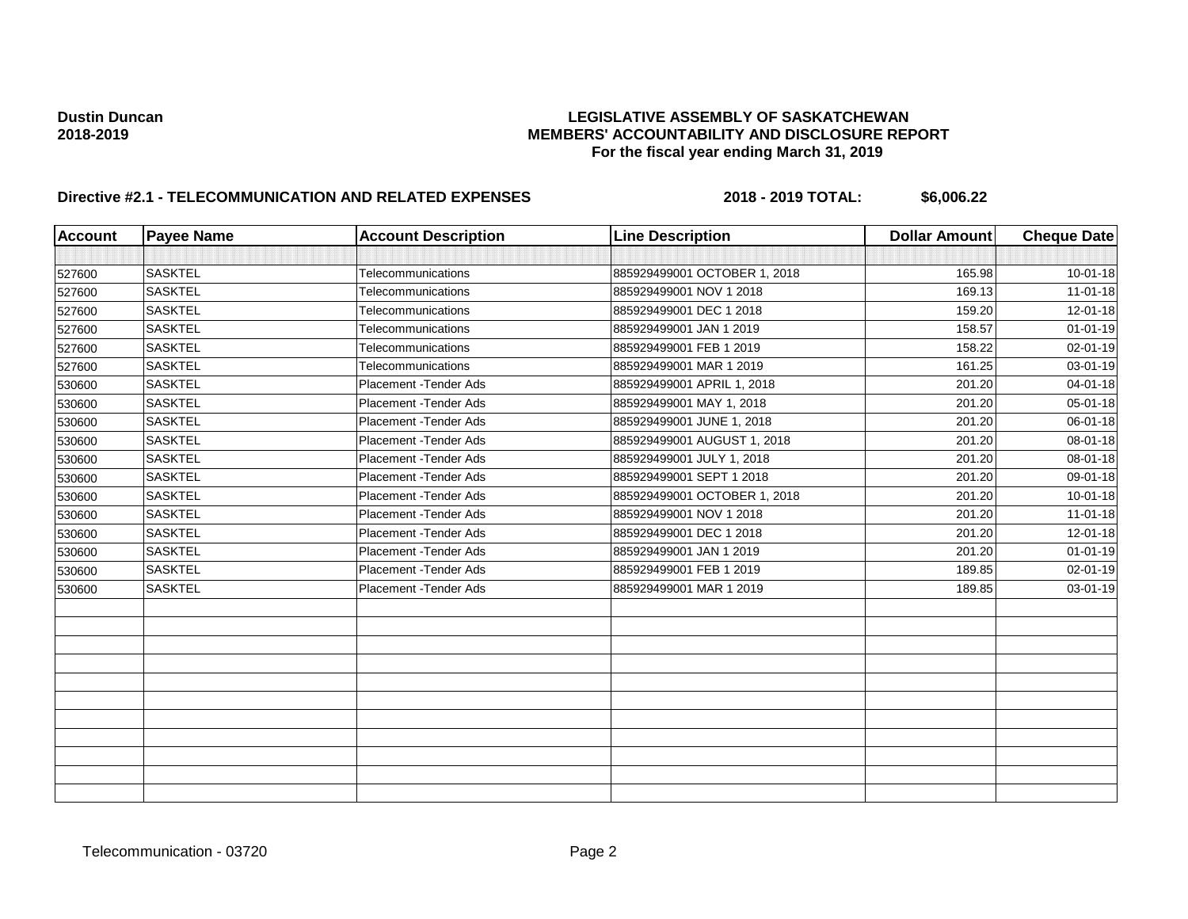**Dustin Duncan**
**2018-2019**

**LEGISLATIVE ASSEMBLY OF SASKATCHEWAN**
**MEMBERS' ACCOUNTABILITY AND DISCLOSURE REPORT**
**For the fiscal year ending March 31, 2019**

**Directive #2.1 - TELECOMMUNICATION AND RELATED EXPENSES** **2018 - 2019 TOTAL: $6,006.22**

| Account | Payee Name | Account Description | Line Description | Dollar Amount | Cheque Date |
|---|---|---|---|---|---|
| | | | | | |
| 527600 | SASKTEL | Telecommunications | 885929499001 OCTOBER 1, 2018 | 165.98 | 10-01-18 |
| 527600 | SASKTEL | Telecommunications | 885929499001 NOV 1 2018 | 169.13 | 11-01-18 |
| 527600 | SASKTEL | Telecommunications | 885929499001 DEC 1 2018 | 159.20 | 12-01-18 |
| 527600 | SASKTEL | Telecommunications | 885929499001 JAN 1 2019 | 158.57 | 01-01-19 |
| 527600 | SASKTEL | Telecommunications | 885929499001 FEB 1 2019 | 158.22 | 02-01-19 |
| 527600 | SASKTEL | Telecommunications | 885929499001 MAR 1 2019 | 161.25 | 03-01-19 |
| 530600 | SASKTEL | Placement -Tender Ads | 885929499001 APRIL 1, 2018 | 201.20 | 04-01-18 |
| 530600 | SASKTEL | Placement -Tender Ads | 885929499001 MAY 1, 2018 | 201.20 | 05-01-18 |
| 530600 | SASKTEL | Placement -Tender Ads | 885929499001 JUNE 1, 2018 | 201.20 | 06-01-18 |
| 530600 | SASKTEL | Placement -Tender Ads | 885929499001 AUGUST 1, 2018 | 201.20 | 08-01-18 |
| 530600 | SASKTEL | Placement -Tender Ads | 885929499001 JULY 1, 2018 | 201.20 | 08-01-18 |
| 530600 | SASKTEL | Placement -Tender Ads | 885929499001 SEPT 1 2018 | 201.20 | 09-01-18 |
| 530600 | SASKTEL | Placement -Tender Ads | 885929499001 OCTOBER 1, 2018 | 201.20 | 10-01-18 |
| 530600 | SASKTEL | Placement -Tender Ads | 885929499001 NOV 1 2018 | 201.20 | 11-01-18 |
| 530600 | SASKTEL | Placement -Tender Ads | 885929499001 DEC 1 2018 | 201.20 | 12-01-18 |
| 530600 | SASKTEL | Placement -Tender Ads | 885929499001 JAN 1 2019 | 201.20 | 01-01-19 |
| 530600 | SASKTEL | Placement -Tender Ads | 885929499001 FEB 1 2019 | 189.85 | 02-01-19 |
| 530600 | SASKTEL | Placement -Tender Ads | 885929499001 MAR 1 2019 | 189.85 | 03-01-19 |

Telecommunication - 03720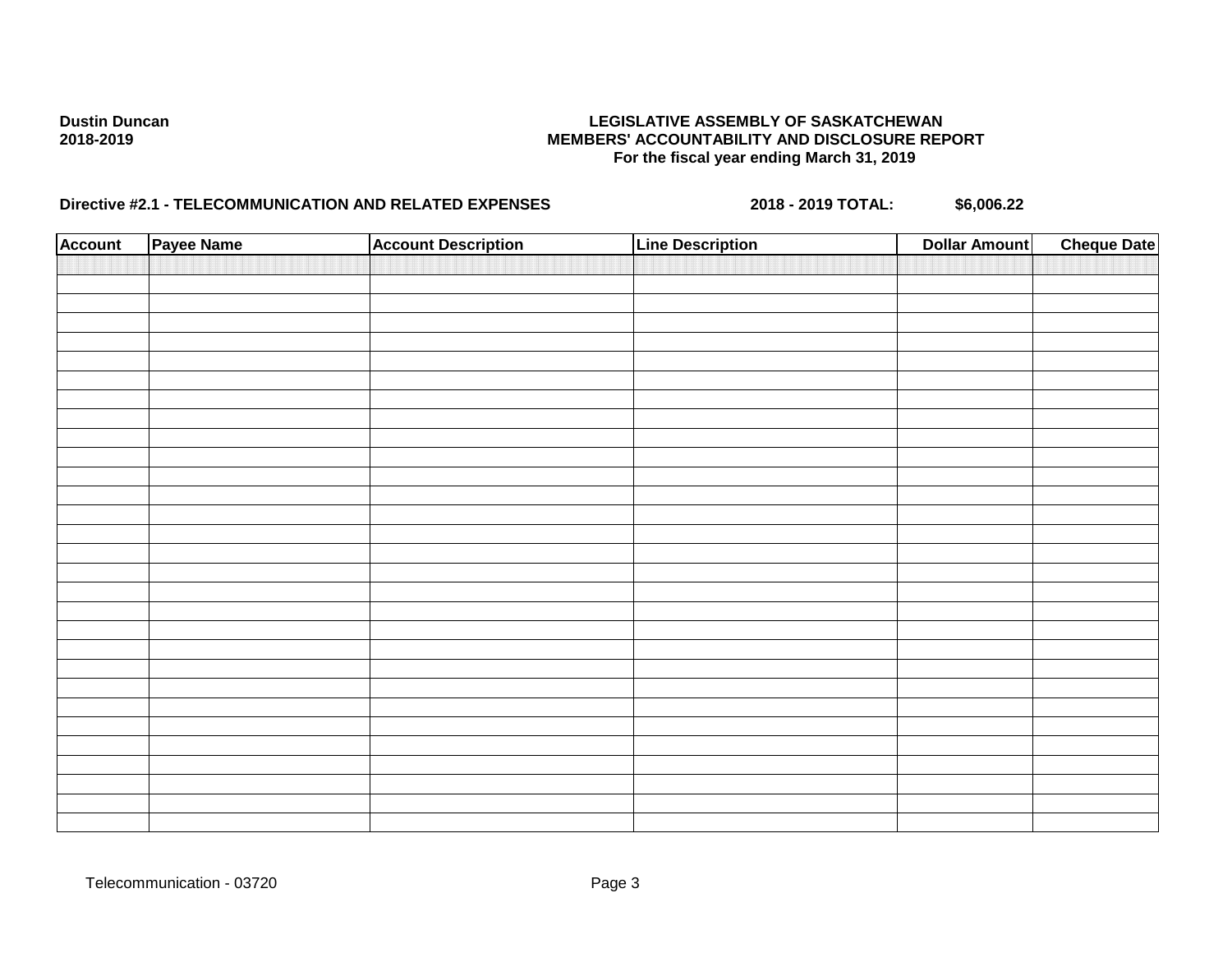**Dustin Duncan**
**2018-2019**

**LEGISLATIVE ASSEMBLY OF SASKATCHEWAN**
**MEMBERS' ACCOUNTABILITY AND DISCLOSURE REPORT**
**For the fiscal year ending March 31, 2019**

**Directive #2.1 - TELECOMMUNICATION AND RELATED EXPENSES** **2018 - 2019 TOTAL: $6,006.22**

| Account | Payee Name | Account Description | Line Description | Dollar Amount | Cheque Date |
|---|---|---|---|---|---|
| | | | | | |

Telecommunication - 03720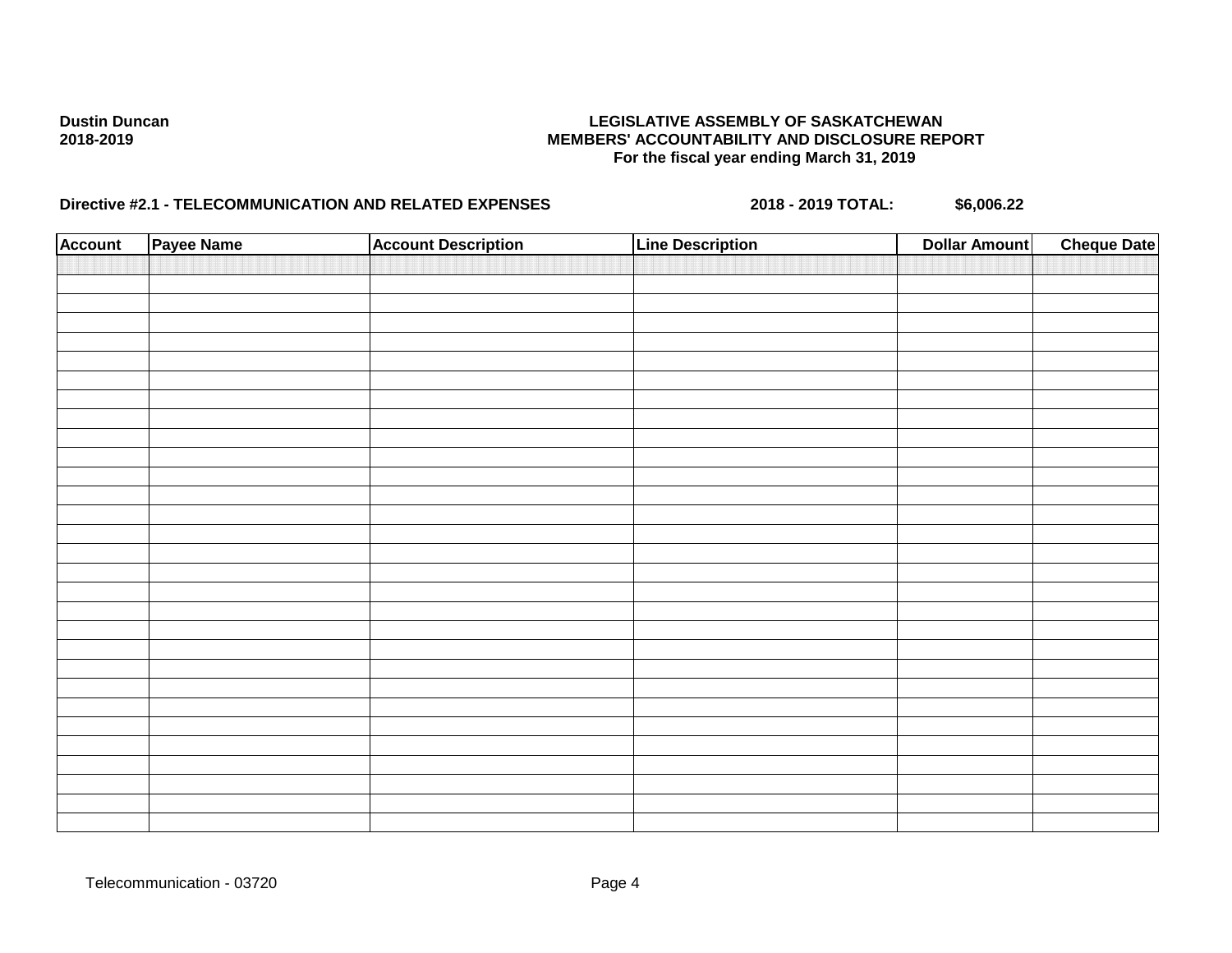**Dustin Duncan**
**2018-2019**

**LEGISLATIVE ASSEMBLY OF SASKATCHEWAN**
**MEMBERS' ACCOUNTABILITY AND DISCLOSURE REPORT**
**For the fiscal year ending March 31, 2019**

**Directive #2.1 - TELECOMMUNICATION AND RELATED EXPENSES** **2018 - 2019 TOTAL:** **$6,006.22**

| Account | Payee Name | Account Description | Line Description | Dollar Amount | Cheque Date |
|---|---|---|---|---|---|
| | | | | | |

Telecommunication - 03720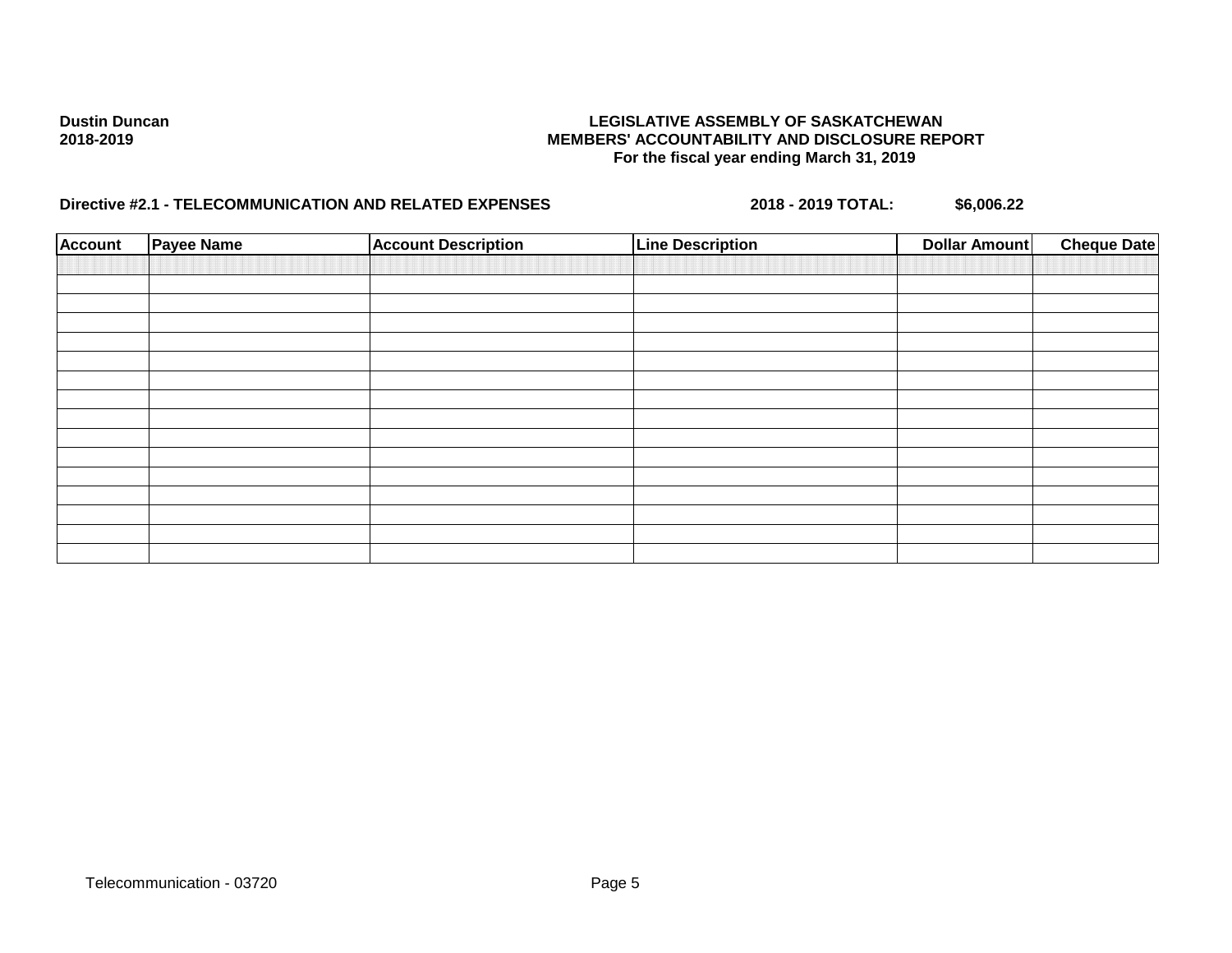**Dustin Duncan**
**2018-2019**

**LEGISLATIVE ASSEMBLY OF SASKATCHEWAN**
**MEMBERS' ACCOUNTABILITY AND DISCLOSURE REPORT**
**For the fiscal year ending March 31, 2019**

**Directive #2.1 - TELECOMMUNICATION AND RELATED EXPENSES** **2018 - 2019 TOTAL:** **$6,006.22**

| Account | Payee Name | Account Description | Line Description | Dollar Amount | Cheque Date |
|---|---|---|---|---|---|
| | | | | | |

Telecommunication - 03720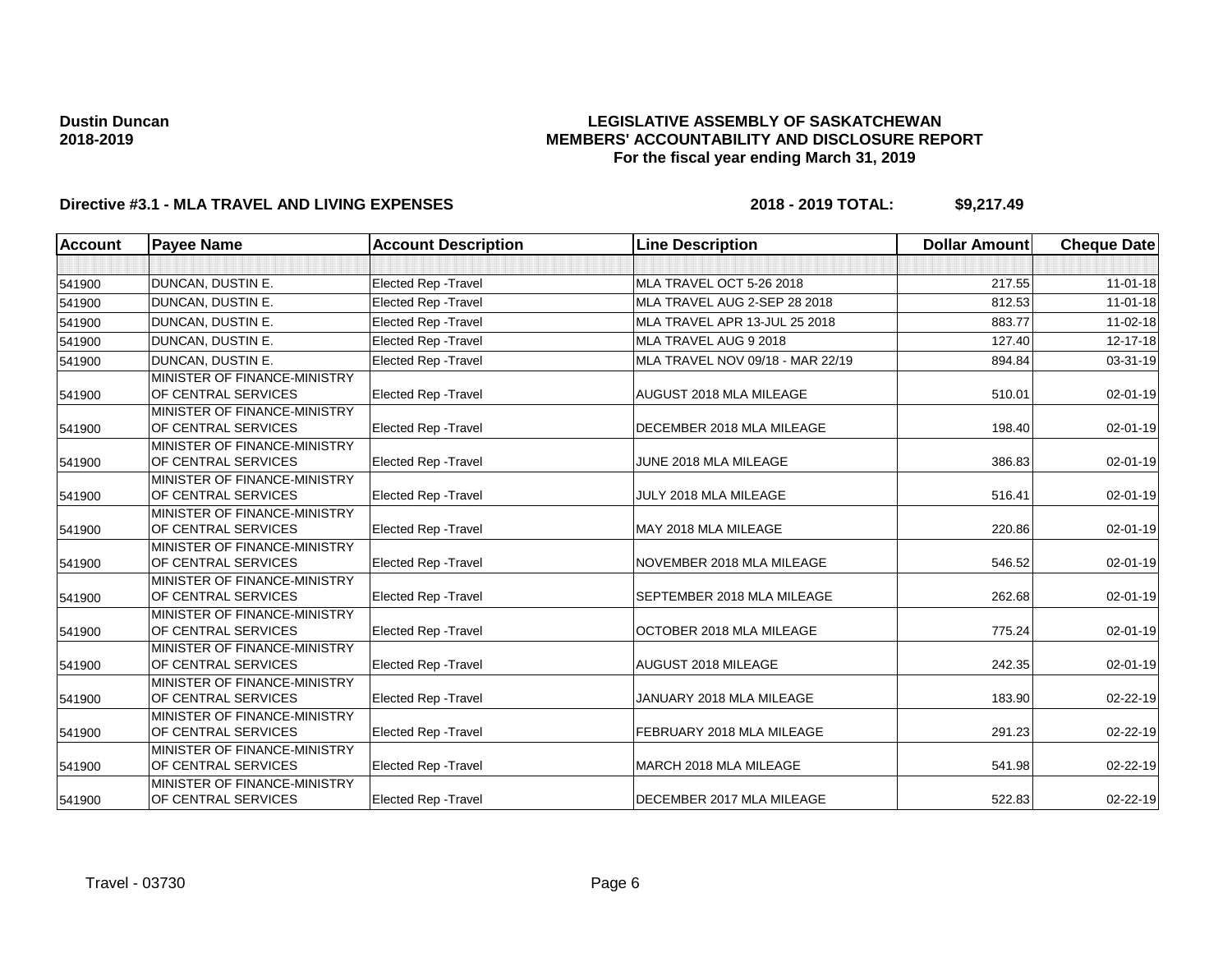**Dustin Duncan**
**2018-2019**

**LEGISLATIVE ASSEMBLY OF SASKATCHEWAN**
**MEMBERS' ACCOUNTABILITY AND DISCLOSURE REPORT**
**For the fiscal year ending March 31, 2019**

## Directive #3.1 - MLA TRAVEL AND LIVING EXPENSES

**2018 - 2019 TOTAL: $9,217.49**

| Account | Payee Name | Account Description | Line Description | Dollar Amount | Cheque Date |
|---|---|---|---|---|---|
| | | | | | |
| 541900 | DUNCAN, DUSTIN E. | Elected Rep -Travel | MLA TRAVEL OCT 5-26 2018 | 217.55 | 11-01-18 |
| 541900 | DUNCAN, DUSTIN E. | Elected Rep -Travel | MLA TRAVEL AUG 2-SEP 28 2018 | 812.53 | 11-01-18 |
| 541900 | DUNCAN, DUSTIN E. | Elected Rep -Travel | MLA TRAVEL APR 13-JUL 25 2018 | 883.77 | 11-02-18 |
| 541900 | DUNCAN, DUSTIN E. | Elected Rep -Travel | MLA TRAVEL AUG 9 2018 | 127.40 | 12-17-18 |
| 541900 | DUNCAN, DUSTIN E. | Elected Rep -Travel | MLA TRAVEL NOV 09/18 - MAR 22/19 | 894.84 | 03-31-19 |
| 541900 | MINISTER OF FINANCE-MINISTRY OF CENTRAL SERVICES | Elected Rep -Travel | AUGUST 2018 MLA MILEAGE | 510.01 | 02-01-19 |
| 541900 | MINISTER OF FINANCE-MINISTRY OF CENTRAL SERVICES | Elected Rep -Travel | DECEMBER 2018 MLA MILEAGE | 198.40 | 02-01-19 |
| 541900 | MINISTER OF FINANCE-MINISTRY OF CENTRAL SERVICES | Elected Rep -Travel | JUNE 2018 MLA MILEAGE | 386.83 | 02-01-19 |
| 541900 | MINISTER OF FINANCE-MINISTRY OF CENTRAL SERVICES | Elected Rep -Travel | JULY 2018 MLA MILEAGE | 516.41 | 02-01-19 |
| 541900 | MINISTER OF FINANCE-MINISTRY OF CENTRAL SERVICES | Elected Rep -Travel | MAY 2018 MLA MILEAGE | 220.86 | 02-01-19 |
| 541900 | MINISTER OF FINANCE-MINISTRY OF CENTRAL SERVICES | Elected Rep -Travel | NOVEMBER 2018 MLA MILEAGE | 546.52 | 02-01-19 |
| 541900 | MINISTER OF FINANCE-MINISTRY OF CENTRAL SERVICES | Elected Rep -Travel | SEPTEMBER 2018 MLA MILEAGE | 262.68 | 02-01-19 |
| 541900 | MINISTER OF FINANCE-MINISTRY OF CENTRAL SERVICES | Elected Rep -Travel | OCTOBER 2018 MLA MILEAGE | 775.24 | 02-01-19 |
| 541900 | MINISTER OF FINANCE-MINISTRY OF CENTRAL SERVICES | Elected Rep -Travel | AUGUST 2018 MILEAGE | 242.35 | 02-01-19 |
| 541900 | MINISTER OF FINANCE-MINISTRY OF CENTRAL SERVICES | Elected Rep -Travel | JANUARY 2018 MLA MILEAGE | 183.90 | 02-22-19 |
| 541900 | MINISTER OF FINANCE-MINISTRY OF CENTRAL SERVICES | Elected Rep -Travel | FEBRUARY 2018 MLA MILEAGE | 291.23 | 02-22-19 |
| 541900 | MINISTER OF FINANCE-MINISTRY OF CENTRAL SERVICES | Elected Rep -Travel | MARCH 2018 MLA MILEAGE | 541.98 | 02-22-19 |
| 541900 | MINISTER OF FINANCE-MINISTRY OF CENTRAL SERVICES | Elected Rep -Travel | DECEMBER 2017 MLA MILEAGE | 522.83 | 02-22-19 |

Travel - 03730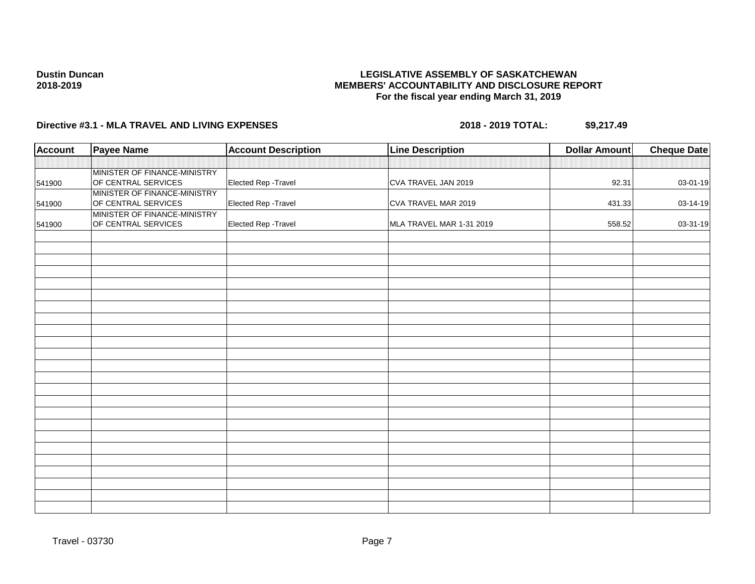**Dustin Duncan**
**2018-2019**

**LEGISLATIVE ASSEMBLY OF SASKATCHEWAN**
**MEMBERS' ACCOUNTABILITY AND DISCLOSURE REPORT**
**For the fiscal year ending March 31, 2019**

**Directive #3.1 - MLA TRAVEL AND LIVING EXPENSES** **2018 - 2019 TOTAL: $9,217.49**

| Account | Payee Name | Account Description | Line Description | Dollar Amount | Cheque Date |
|---|---|---|---|---|---|
| 541900 | MINISTER OF FINANCE-MINISTRY OF CENTRAL SERVICES | Elected Rep -Travel | CVA TRAVEL JAN 2019 | 92.31 | 03-01-19 |
| 541900 | MINISTER OF FINANCE-MINISTRY OF CENTRAL SERVICES | Elected Rep -Travel | CVA TRAVEL MAR 2019 | 431.33 | 03-14-19 |
| 541900 | MINISTER OF FINANCE-MINISTRY OF CENTRAL SERVICES | Elected Rep -Travel | MLA TRAVEL MAR 1-31 2019 | 558.52 | 03-31-19 |

Travel - 03730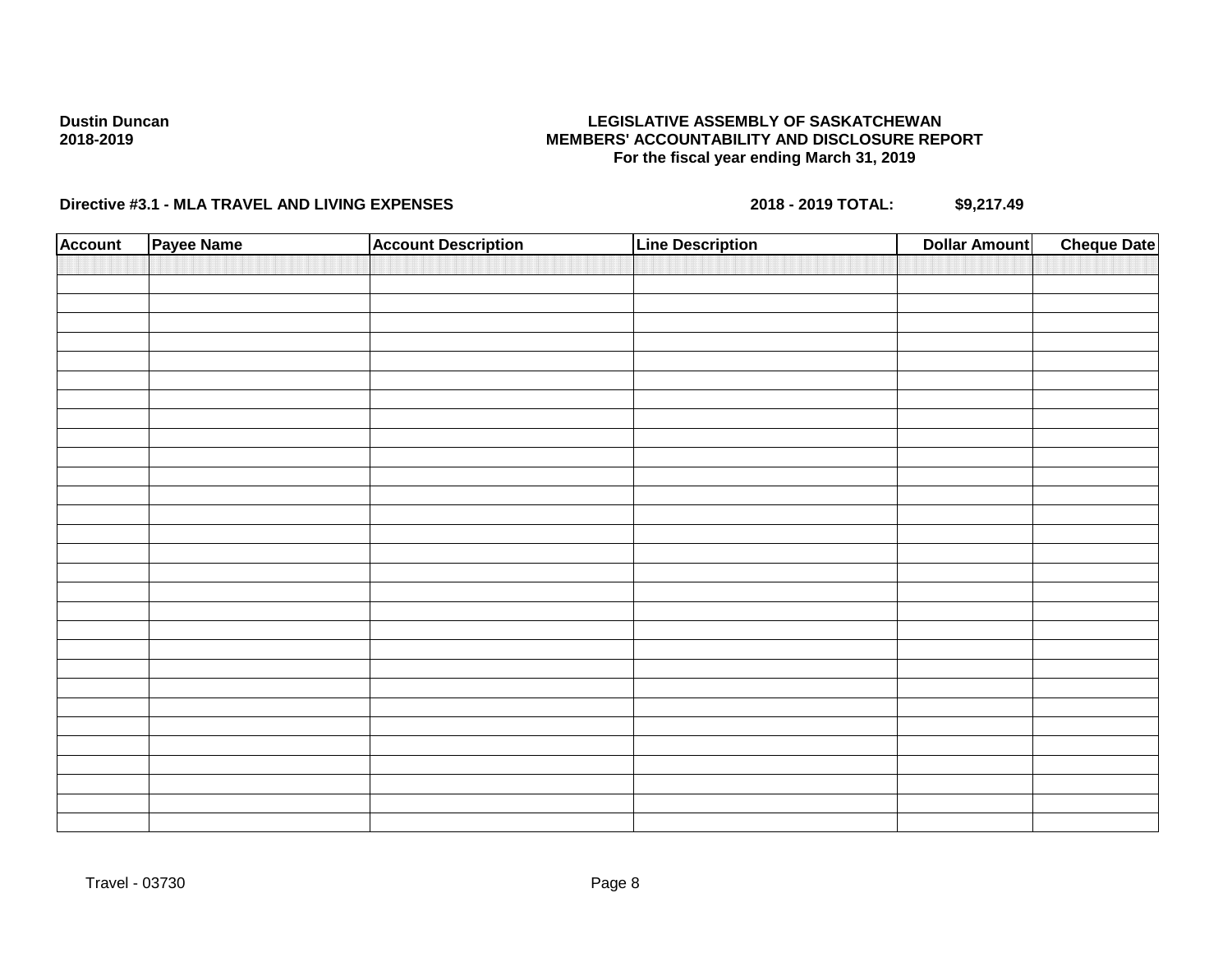**Dustin Duncan**
**2018-2019**

**LEGISLATIVE ASSEMBLY OF SASKATCHEWAN**
**MEMBERS' ACCOUNTABILITY AND DISCLOSURE REPORT**
**For the fiscal year ending March 31, 2019**

**Directive #3.1 - MLA TRAVEL AND LIVING EXPENSES** **2018 - 2019 TOTAL: $9,217.49**

| Account | Payee Name | Account Description | Line Description | Dollar Amount | Cheque Date |
|---|---|---|---|---|---|
| | | | | | |

Travel - 03730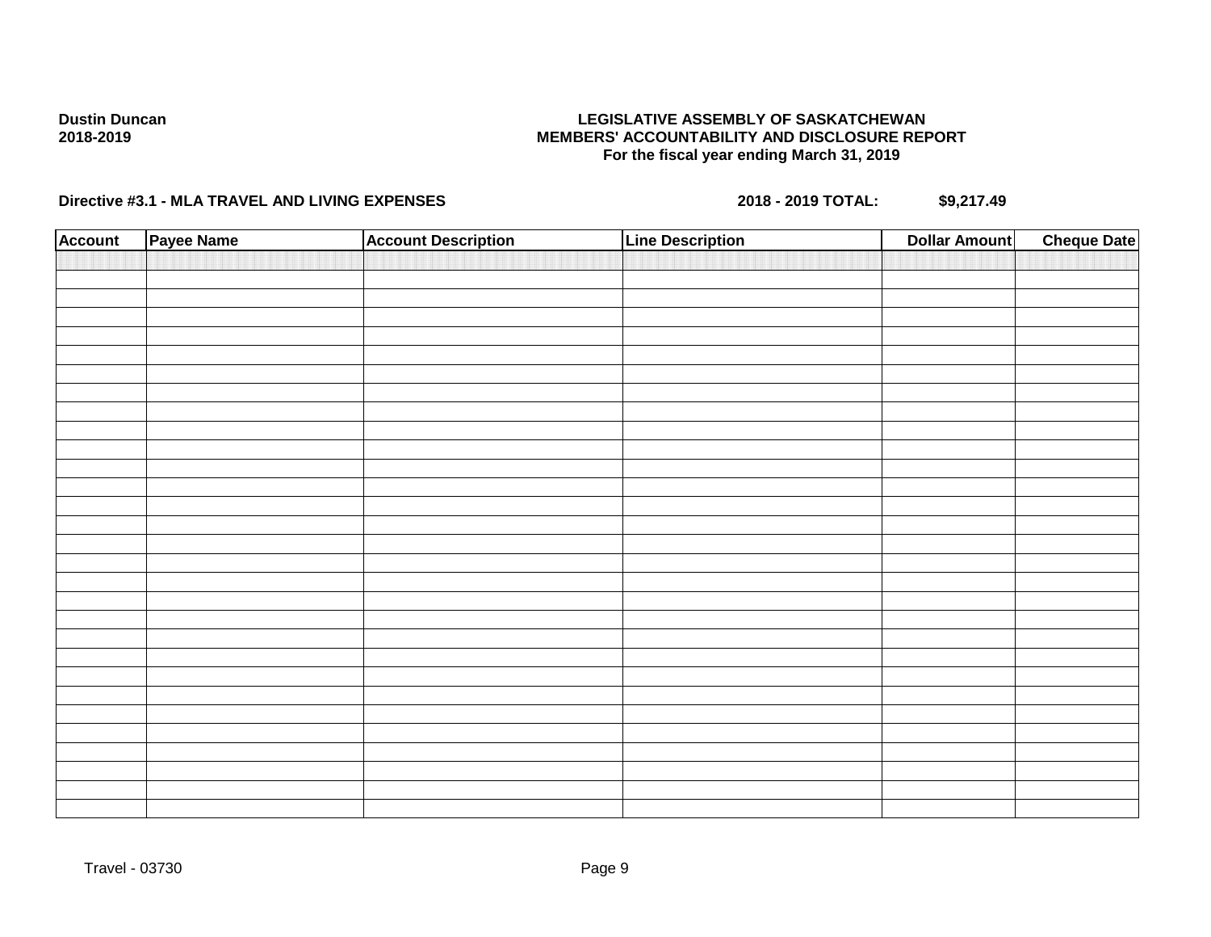**Dustin Duncan**
**2018-2019**

**LEGISLATIVE ASSEMBLY OF SASKATCHEWAN**
**MEMBERS' ACCOUNTABILITY AND DISCLOSURE REPORT**
**For the fiscal year ending March 31, 2019**

**Directive #3.1 - MLA TRAVEL AND LIVING EXPENSES** **2018 - 2019 TOTAL: $9,217.49**

| Account | Payee Name | Account Description | Line Description | Dollar Amount | Cheque Date |
|---|---|---|---|---|---|
| | | | | | |

Travel - 03730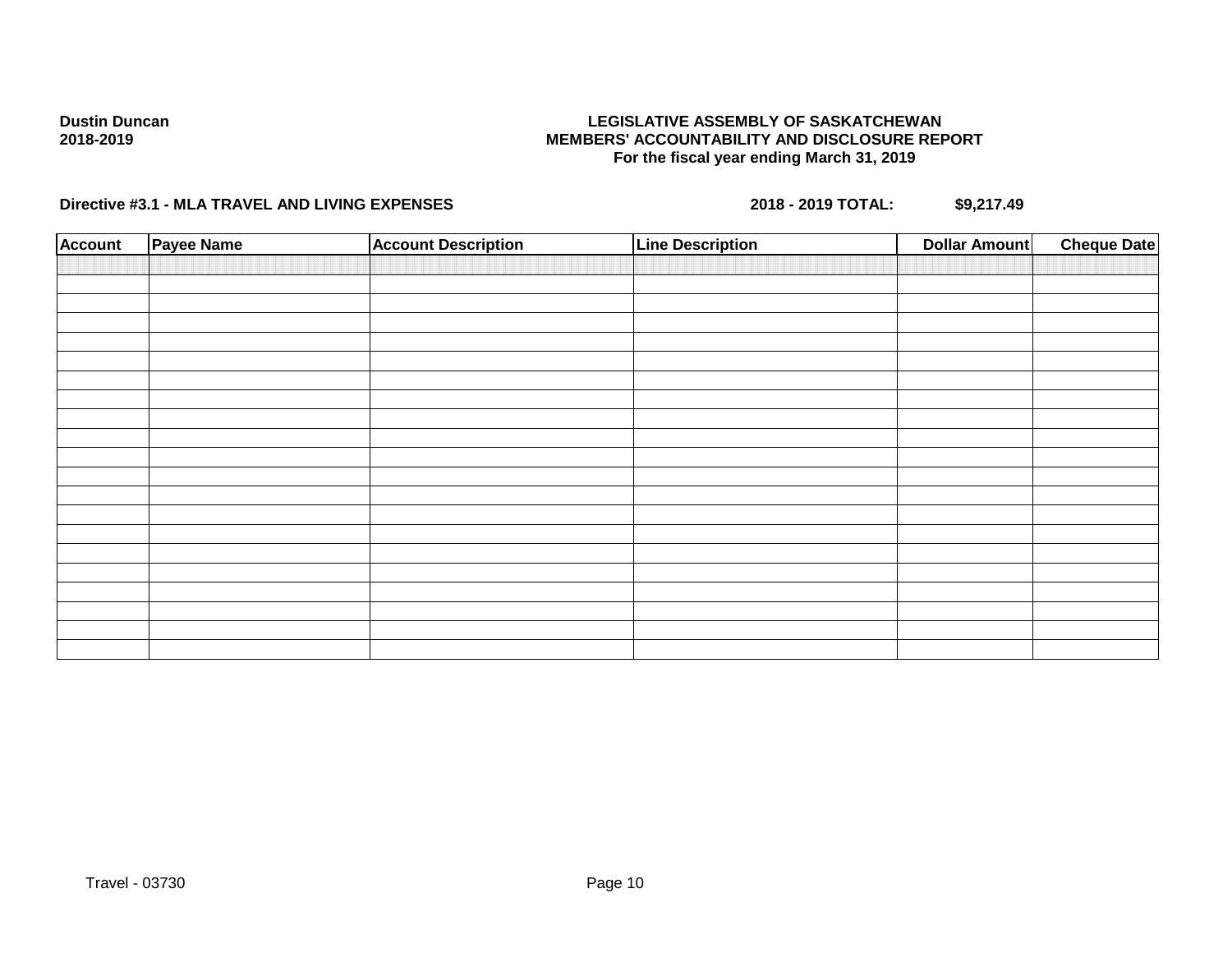**Dustin Duncan**
**2018-2019**

**LEGISLATIVE ASSEMBLY OF SASKATCHEWAN**
**MEMBERS' ACCOUNTABILITY AND DISCLOSURE REPORT**
**For the fiscal year ending March 31, 2019**

**Directive #3.1 - MLA TRAVEL AND LIVING EXPENSES** **2018 - 2019 TOTAL: $9,217.49**

| Account | Payee Name | Account Description | Line Description | Dollar Amount | Cheque Date |
|---|---|---|---|---|---|
| | | | | | |

Travel - 03730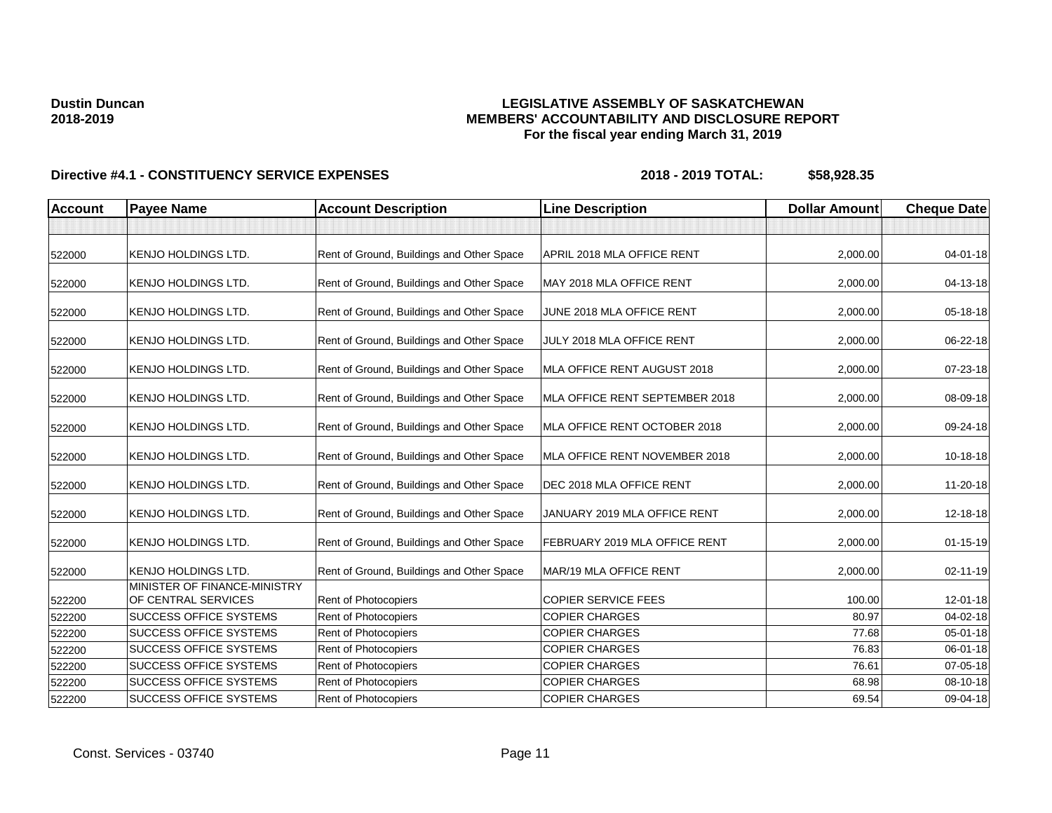**Dustin Duncan**
**2018-2019**

**LEGISLATIVE ASSEMBLY OF SASKATCHEWAN**
**MEMBERS' ACCOUNTABILITY AND DISCLOSURE REPORT**
**For the fiscal year ending March 31, 2019**

**Directive #4.1 - CONSTITUENCY SERVICE EXPENSES** **2018 - 2019 TOTAL: $58,928.35**

| Account | Payee Name | Account Description | Line Description | Dollar Amount | Cheque Date |
|---|---|---|---|---|---|
| | | | | | |
| 522000 | KENJO HOLDINGS LTD. | Rent of Ground, Buildings and Other Space | APRIL 2018 MLA OFFICE RENT | 2,000.00 | 04-01-18 |
| 522000 | KENJO HOLDINGS LTD. | Rent of Ground, Buildings and Other Space | MAY 2018 MLA OFFICE RENT | 2,000.00 | 04-13-18 |
| 522000 | KENJO HOLDINGS LTD. | Rent of Ground, Buildings and Other Space | JUNE 2018 MLA OFFICE RENT | 2,000.00 | 05-18-18 |
| 522000 | KENJO HOLDINGS LTD. | Rent of Ground, Buildings and Other Space | JULY 2018 MLA OFFICE RENT | 2,000.00 | 06-22-18 |
| 522000 | KENJO HOLDINGS LTD. | Rent of Ground, Buildings and Other Space | MLA OFFICE RENT AUGUST 2018 | 2,000.00 | 07-23-18 |
| 522000 | KENJO HOLDINGS LTD. | Rent of Ground, Buildings and Other Space | MLA OFFICE RENT SEPTEMBER 2018 | 2,000.00 | 08-09-18 |
| 522000 | KENJO HOLDINGS LTD. | Rent of Ground, Buildings and Other Space | MLA OFFICE RENT OCTOBER 2018 | 2,000.00 | 09-24-18 |
| 522000 | KENJO HOLDINGS LTD. | Rent of Ground, Buildings and Other Space | MLA OFFICE RENT NOVEMBER 2018 | 2,000.00 | 10-18-18 |
| 522000 | KENJO HOLDINGS LTD. | Rent of Ground, Buildings and Other Space | DEC 2018 MLA OFFICE RENT | 2,000.00 | 11-20-18 |
| 522000 | KENJO HOLDINGS LTD. | Rent of Ground, Buildings and Other Space | JANUARY 2019 MLA OFFICE RENT | 2,000.00 | 12-18-18 |
| 522000 | KENJO HOLDINGS LTD. | Rent of Ground, Buildings and Other Space | FEBRUARY 2019 MLA OFFICE RENT | 2,000.00 | 01-15-19 |
| 522000 | KENJO HOLDINGS LTD. | Rent of Ground, Buildings and Other Space | MAR/19 MLA OFFICE RENT | 2,000.00 | 02-11-19 |
| 522200 | MINISTER OF FINANCE-MINISTRY OF CENTRAL SERVICES | Rent of Photocopiers | COPIER SERVICE FEES | 100.00 | 12-01-18 |
| 522200 | SUCCESS OFFICE SYSTEMS | Rent of Photocopiers | COPIER CHARGES | 80.97 | 04-02-18 |
| 522200 | SUCCESS OFFICE SYSTEMS | Rent of Photocopiers | COPIER CHARGES | 77.68 | 05-01-18 |
| 522200 | SUCCESS OFFICE SYSTEMS | Rent of Photocopiers | COPIER CHARGES | 76.83 | 06-01-18 |
| 522200 | SUCCESS OFFICE SYSTEMS | Rent of Photocopiers | COPIER CHARGES | 76.61 | 07-05-18 |
| 522200 | SUCCESS OFFICE SYSTEMS | Rent of Photocopiers | COPIER CHARGES | 68.98 | 08-10-18 |
| 522200 | SUCCESS OFFICE SYSTEMS | Rent of Photocopiers | COPIER CHARGES | 69.54 | 09-04-18 |

Const. Services - 03740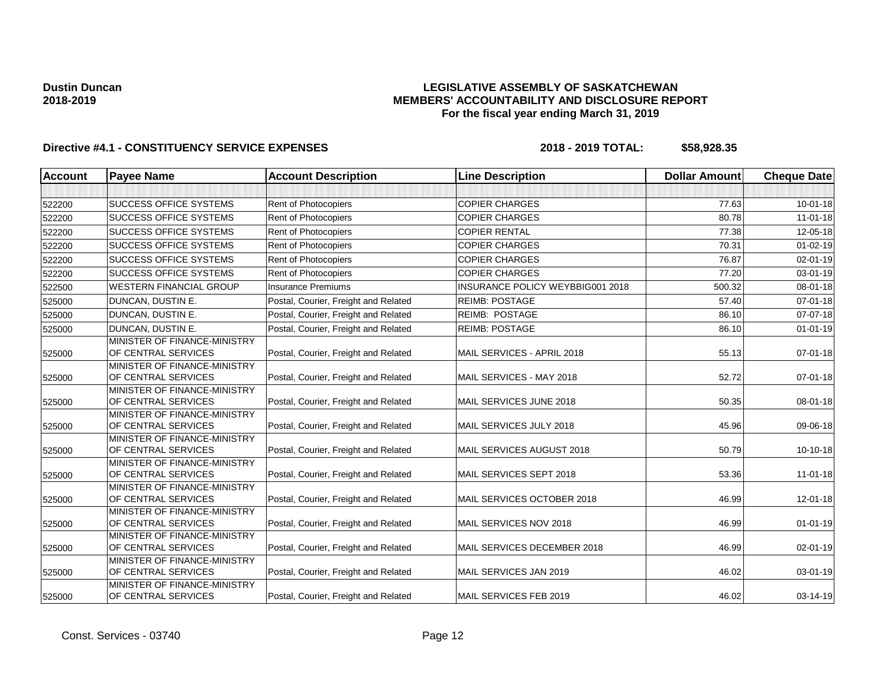**Dustin Duncan**
**2018-2019**

**LEGISLATIVE ASSEMBLY OF SASKATCHEWAN**
**MEMBERS' ACCOUNTABILITY AND DISCLOSURE REPORT**
**For the fiscal year ending March 31, 2019**

**Directive #4.1 - CONSTITUENCY SERVICE EXPENSES** **2018 - 2019 TOTAL: $58,928.35**

| Account | Payee Name | Account Description | Line Description | Dollar Amount | Cheque Date |
|---|---|---|---|---|---|
| | | | | | |
| 522200 | SUCCESS OFFICE SYSTEMS | Rent of Photocopiers | COPIER CHARGES | 77.63 | 10-01-18 |
| 522200 | SUCCESS OFFICE SYSTEMS | Rent of Photocopiers | COPIER CHARGES | 80.78 | 11-01-18 |
| 522200 | SUCCESS OFFICE SYSTEMS | Rent of Photocopiers | COPIER RENTAL | 77.38 | 12-05-18 |
| 522200 | SUCCESS OFFICE SYSTEMS | Rent of Photocopiers | COPIER CHARGES | 70.31 | 01-02-19 |
| 522200 | SUCCESS OFFICE SYSTEMS | Rent of Photocopiers | COPIER CHARGES | 76.87 | 02-01-19 |
| 522200 | SUCCESS OFFICE SYSTEMS | Rent of Photocopiers | COPIER CHARGES | 77.20 | 03-01-19 |
| 522500 | WESTERN FINANCIAL GROUP | Insurance Premiums | INSURANCE POLICY WEYBBIG001 2018 | 500.32 | 08-01-18 |
| 525000 | DUNCAN, DUSTIN E. | Postal, Courier, Freight and Related | REIMB: POSTAGE | 57.40 | 07-01-18 |
| 525000 | DUNCAN, DUSTIN E. | Postal, Courier, Freight and Related | REIMB: POSTAGE | 86.10 | 07-07-18 |
| 525000 | DUNCAN, DUSTIN E. | Postal, Courier, Freight and Related | REIMB: POSTAGE | 86.10 | 01-01-19 |
| 525000 | MINISTER OF FINANCE-MINISTRY OF CENTRAL SERVICES | Postal, Courier, Freight and Related | MAIL SERVICES - APRIL 2018 | 55.13 | 07-01-18 |
| 525000 | MINISTER OF FINANCE-MINISTRY OF CENTRAL SERVICES | Postal, Courier, Freight and Related | MAIL SERVICES - MAY 2018 | 52.72 | 07-01-18 |
| 525000 | MINISTER OF FINANCE-MINISTRY OF CENTRAL SERVICES | Postal, Courier, Freight and Related | MAIL SERVICES JUNE 2018 | 50.35 | 08-01-18 |
| 525000 | MINISTER OF FINANCE-MINISTRY OF CENTRAL SERVICES | Postal, Courier, Freight and Related | MAIL SERVICES JULY 2018 | 45.96 | 09-06-18 |
| 525000 | MINISTER OF FINANCE-MINISTRY OF CENTRAL SERVICES | Postal, Courier, Freight and Related | MAIL SERVICES AUGUST 2018 | 50.79 | 10-10-18 |
| 525000 | MINISTER OF FINANCE-MINISTRY OF CENTRAL SERVICES | Postal, Courier, Freight and Related | MAIL SERVICES SEPT 2018 | 53.36 | 11-01-18 |
| 525000 | MINISTER OF FINANCE-MINISTRY OF CENTRAL SERVICES | Postal, Courier, Freight and Related | MAIL SERVICES OCTOBER 2018 | 46.99 | 12-01-18 |
| 525000 | MINISTER OF FINANCE-MINISTRY OF CENTRAL SERVICES | Postal, Courier, Freight and Related | MAIL SERVICES NOV 2018 | 46.99 | 01-01-19 |
| 525000 | MINISTER OF FINANCE-MINISTRY OF CENTRAL SERVICES | Postal, Courier, Freight and Related | MAIL SERVICES DECEMBER 2018 | 46.99 | 02-01-19 |
| 525000 | MINISTER OF FINANCE-MINISTRY OF CENTRAL SERVICES | Postal, Courier, Freight and Related | MAIL SERVICES JAN 2019 | 46.02 | 03-01-19 |
| 525000 | MINISTER OF FINANCE-MINISTRY OF CENTRAL SERVICES | Postal, Courier, Freight and Related | MAIL SERVICES FEB 2019 | 46.02 | 03-14-19 |

Const. Services - 03740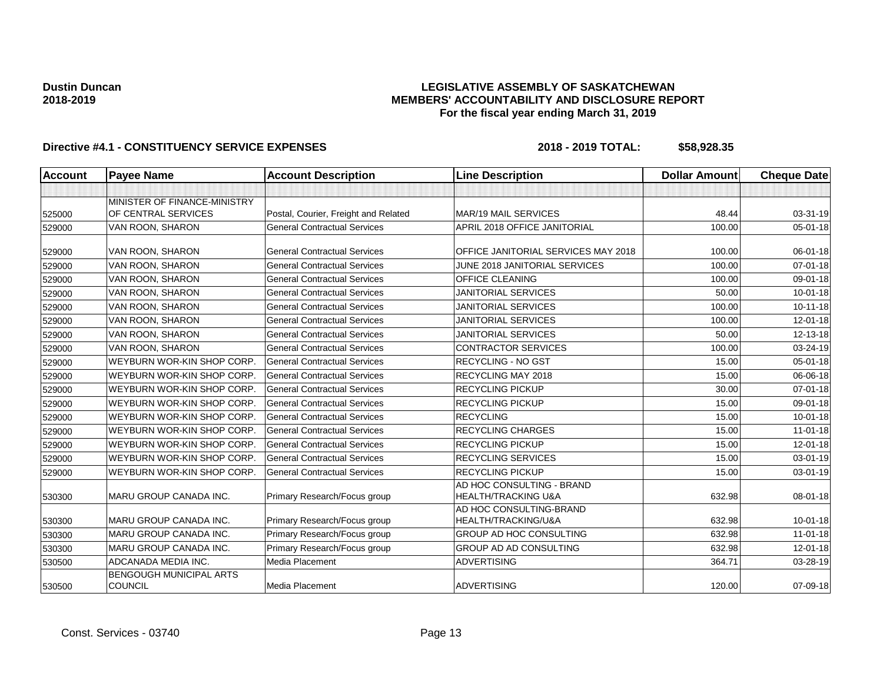**Dustin Duncan**
**2018-2019**

**LEGISLATIVE ASSEMBLY OF SASKATCHEWAN**
**MEMBERS' ACCOUNTABILITY AND DISCLOSURE REPORT**
**For the fiscal year ending March 31, 2019**

**Directive #4.1 - CONSTITUENCY SERVICE EXPENSES** **2018 - 2019 TOTAL: $58,928.35**

| Account | Payee Name | Account Description | Line Description | Dollar Amount | Cheque Date |
|---|---|---|---|---|---|
| | | | | | |
| 525000 | MINISTER OF FINANCE-MINISTRY OF CENTRAL SERVICES | Postal, Courier, Freight and Related | MAR/19 MAIL SERVICES | 48.44 | 03-31-19 |
| 529000 | VAN ROON, SHARON | General Contractual Services | APRIL 2018 OFFICE JANITORIAL | 100.00 | 05-01-18 |
| 529000 | VAN ROON, SHARON | General Contractual Services | OFFICE JANITORIAL SERVICES MAY 2018 | 100.00 | 06-01-18 |
| 529000 | VAN ROON, SHARON | General Contractual Services | JUNE 2018 JANITORIAL SERVICES | 100.00 | 07-01-18 |
| 529000 | VAN ROON, SHARON | General Contractual Services | OFFICE CLEANING | 100.00 | 09-01-18 |
| 529000 | VAN ROON, SHARON | General Contractual Services | JANITORIAL SERVICES | 50.00 | 10-01-18 |
| 529000 | VAN ROON, SHARON | General Contractual Services | JANITORIAL SERVICES | 100.00 | 10-11-18 |
| 529000 | VAN ROON, SHARON | General Contractual Services | JANITORIAL SERVICES | 100.00 | 12-01-18 |
| 529000 | VAN ROON, SHARON | General Contractual Services | JANITORIAL SERVICES | 50.00 | 12-13-18 |
| 529000 | VAN ROON, SHARON | General Contractual Services | CONTRACTOR SERVICES | 100.00 | 03-24-19 |
| 529000 | WEYBURN WOR-KIN SHOP CORP. | General Contractual Services | RECYCLING - NO GST | 15.00 | 05-01-18 |
| 529000 | WEYBURN WOR-KIN SHOP CORP. | General Contractual Services | RECYCLING MAY 2018 | 15.00 | 06-06-18 |
| 529000 | WEYBURN WOR-KIN SHOP CORP. | General Contractual Services | RECYCLING PICKUP | 30.00 | 07-01-18 |
| 529000 | WEYBURN WOR-KIN SHOP CORP. | General Contractual Services | RECYCLING PICKUP | 15.00 | 09-01-18 |
| 529000 | WEYBURN WOR-KIN SHOP CORP. | General Contractual Services | RECYCLING | 15.00 | 10-01-18 |
| 529000 | WEYBURN WOR-KIN SHOP CORP. | General Contractual Services | RECYCLING CHARGES | 15.00 | 11-01-18 |
| 529000 | WEYBURN WOR-KIN SHOP CORP. | General Contractual Services | RECYCLING PICKUP | 15.00 | 12-01-18 |
| 529000 | WEYBURN WOR-KIN SHOP CORP. | General Contractual Services | RECYCLING SERVICES | 15.00 | 03-01-19 |
| 529000 | WEYBURN WOR-KIN SHOP CORP. | General Contractual Services | RECYCLING PICKUP | 15.00 | 03-01-19 |
| 530300 | MARU GROUP CANADA INC. | Primary Research/Focus group | AD HOC CONSULTING - BRAND HEALTH/TRACKING U&A | 632.98 | 08-01-18 |
| 530300 | MARU GROUP CANADA INC. | Primary Research/Focus group | AD HOC CONSULTING-BRAND HEALTH/TRACKING/U&A | 632.98 | 10-01-18 |
| 530300 | MARU GROUP CANADA INC. | Primary Research/Focus group | GROUP AD HOC CONSULTING | 632.98 | 11-01-18 |
| 530300 | MARU GROUP CANADA INC. | Primary Research/Focus group | GROUP AD AD CONSULTING | 632.98 | 12-01-18 |
| 530500 | ADCANADA MEDIA INC. | Media Placement | ADVERTISING | 364.71 | 03-28-19 |
| 530500 | BENGOUGH MUNICIPAL ARTS COUNCIL | Media Placement | ADVERTISING | 120.00 | 07-09-18 |

Const. Services - 03740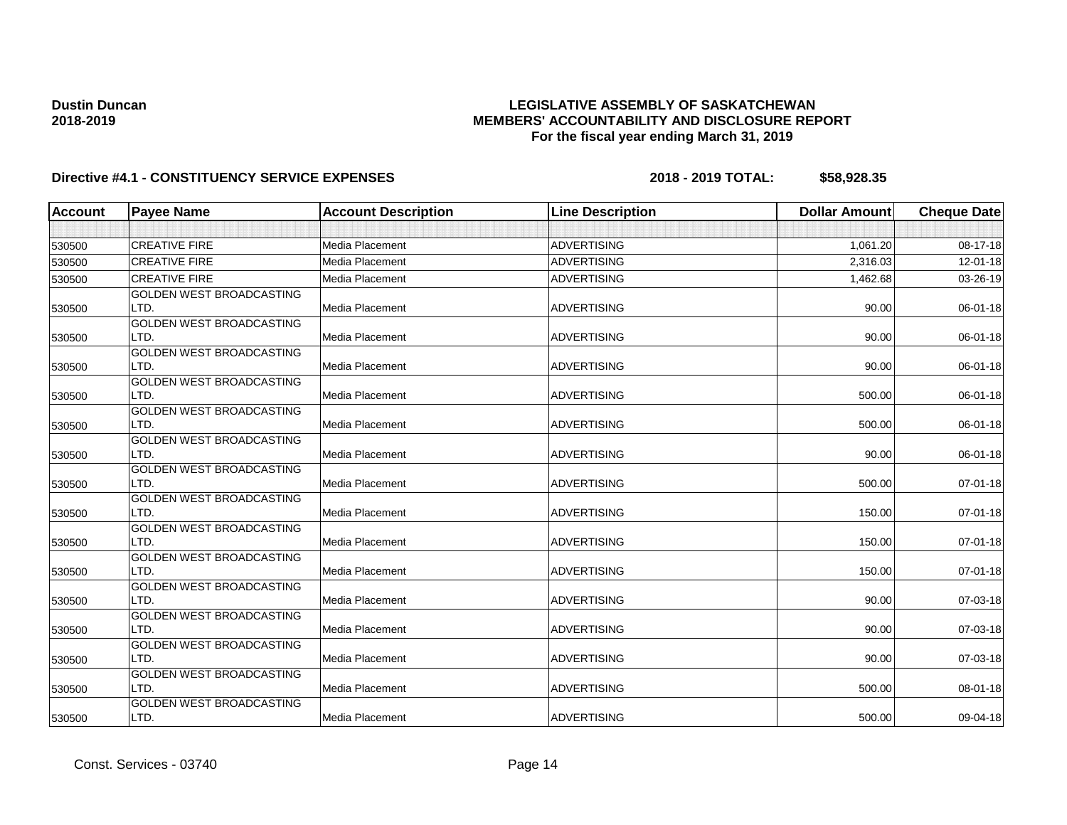**Dustin Duncan**
**2018-2019**

**LEGISLATIVE ASSEMBLY OF SASKATCHEWAN**
**MEMBERS' ACCOUNTABILITY AND DISCLOSURE REPORT**
**For the fiscal year ending March 31, 2019**

**Directive #4.1 - CONSTITUENCY SERVICE EXPENSES** **2018 - 2019 TOTAL: $58,928.35**

| Account | Payee Name | Account Description | Line Description | Dollar Amount | Cheque Date |
|---|---|---|---|---|---|
| | | | | | |
| 530500 | CREATIVE FIRE | Media Placement | ADVERTISING | 1,061.20 | 08-17-18 |
| 530500 | CREATIVE FIRE | Media Placement | ADVERTISING | 2,316.03 | 12-01-18 |
| 530500 | CREATIVE FIRE | Media Placement | ADVERTISING | 1,462.68 | 03-26-19 |
| 530500 | GOLDEN WEST BROADCASTING LTD. | Media Placement | ADVERTISING | 90.00 | 06-01-18 |
| 530500 | GOLDEN WEST BROADCASTING LTD. | Media Placement | ADVERTISING | 90.00 | 06-01-18 |
| 530500 | GOLDEN WEST BROADCASTING LTD. | Media Placement | ADVERTISING | 90.00 | 06-01-18 |
| 530500 | GOLDEN WEST BROADCASTING LTD. | Media Placement | ADVERTISING | 500.00 | 06-01-18 |
| 530500 | GOLDEN WEST BROADCASTING LTD. | Media Placement | ADVERTISING | 500.00 | 06-01-18 |
| 530500 | GOLDEN WEST BROADCASTING LTD. | Media Placement | ADVERTISING | 90.00 | 06-01-18 |
| 530500 | GOLDEN WEST BROADCASTING LTD. | Media Placement | ADVERTISING | 500.00 | 07-01-18 |
| 530500 | GOLDEN WEST BROADCASTING LTD. | Media Placement | ADVERTISING | 150.00 | 07-01-18 |
| 530500 | GOLDEN WEST BROADCASTING LTD. | Media Placement | ADVERTISING | 150.00 | 07-01-18 |
| 530500 | GOLDEN WEST BROADCASTING LTD. | Media Placement | ADVERTISING | 150.00 | 07-01-18 |
| 530500 | GOLDEN WEST BROADCASTING LTD. | Media Placement | ADVERTISING | 90.00 | 07-03-18 |
| 530500 | GOLDEN WEST BROADCASTING LTD. | Media Placement | ADVERTISING | 90.00 | 07-03-18 |
| 530500 | GOLDEN WEST BROADCASTING LTD. | Media Placement | ADVERTISING | 90.00 | 07-03-18 |
| 530500 | GOLDEN WEST BROADCASTING LTD. | Media Placement | ADVERTISING | 500.00 | 08-01-18 |
| 530500 | GOLDEN WEST BROADCASTING LTD. | Media Placement | ADVERTISING | 500.00 | 09-04-18 |

Const. Services - 03740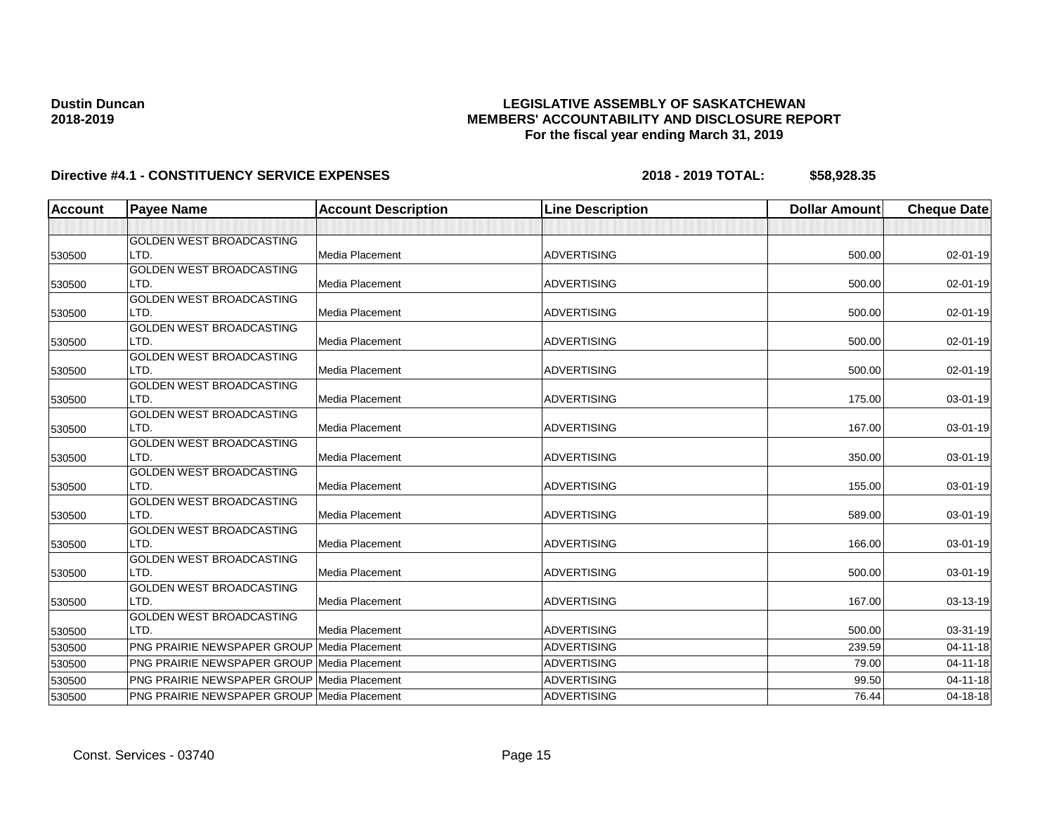**Dustin Duncan**
**2018-2019**

**LEGISLATIVE ASSEMBLY OF SASKATCHEWAN**
**MEMBERS' ACCOUNTABILITY AND DISCLOSURE REPORT**
**For the fiscal year ending March 31, 2019**

**Directive #4.1 - CONSTITUENCY SERVICE EXPENSES** **2018 - 2019 TOTAL: $58,928.35**

| Account | Payee Name | Account Description | Line Description | Dollar Amount | Cheque Date |
|---|---|---|---|---|---|
| | | | | | |
| 530500 | GOLDEN WEST BROADCASTING LTD. | Media Placement | ADVERTISING | 500.00 | 02-01-19 |
| 530500 | GOLDEN WEST BROADCASTING LTD. | Media Placement | ADVERTISING | 500.00 | 02-01-19 |
| 530500 | GOLDEN WEST BROADCASTING LTD. | Media Placement | ADVERTISING | 500.00 | 02-01-19 |
| 530500 | GOLDEN WEST BROADCASTING LTD. | Media Placement | ADVERTISING | 500.00 | 02-01-19 |
| 530500 | GOLDEN WEST BROADCASTING LTD. | Media Placement | ADVERTISING | 500.00 | 02-01-19 |
| 530500 | GOLDEN WEST BROADCASTING LTD. | Media Placement | ADVERTISING | 175.00 | 03-01-19 |
| 530500 | GOLDEN WEST BROADCASTING LTD. | Media Placement | ADVERTISING | 167.00 | 03-01-19 |
| 530500 | GOLDEN WEST BROADCASTING LTD. | Media Placement | ADVERTISING | 350.00 | 03-01-19 |
| 530500 | GOLDEN WEST BROADCASTING LTD. | Media Placement | ADVERTISING | 155.00 | 03-01-19 |
| 530500 | GOLDEN WEST BROADCASTING LTD. | Media Placement | ADVERTISING | 589.00 | 03-01-19 |
| 530500 | GOLDEN WEST BROADCASTING LTD. | Media Placement | ADVERTISING | 166.00 | 03-01-19 |
| 530500 | GOLDEN WEST BROADCASTING LTD. | Media Placement | ADVERTISING | 500.00 | 03-01-19 |
| 530500 | GOLDEN WEST BROADCASTING LTD. | Media Placement | ADVERTISING | 167.00 | 03-13-19 |
| 530500 | GOLDEN WEST BROADCASTING LTD. | Media Placement | ADVERTISING | 500.00 | 03-31-19 |
| 530500 | PNG PRAIRIE NEWSPAPER GROUP | Media Placement | ADVERTISING | 239.59 | 04-11-18 |
| 530500 | PNG PRAIRIE NEWSPAPER GROUP | Media Placement | ADVERTISING | 79.00 | 04-11-18 |
| 530500 | PNG PRAIRIE NEWSPAPER GROUP | Media Placement | ADVERTISING | 99.50 | 04-11-18 |
| 530500 | PNG PRAIRIE NEWSPAPER GROUP | Media Placement | ADVERTISING | 76.44 | 04-18-18 |

Const. Services - 03740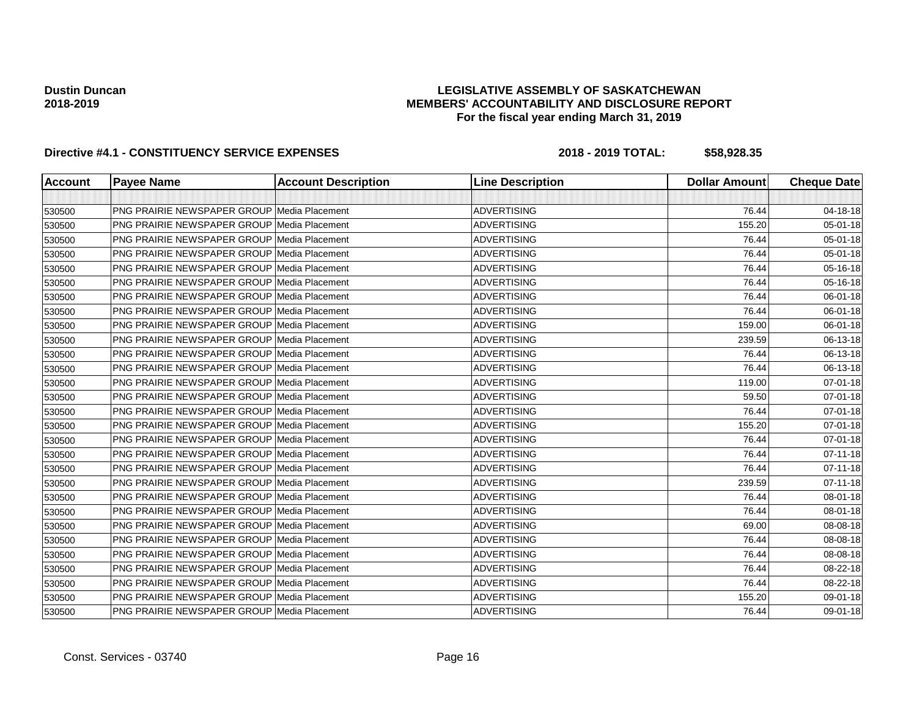**Dustin Duncan**
**2018-2019**

**LEGISLATIVE ASSEMBLY OF SASKATCHEWAN**
**MEMBERS' ACCOUNTABILITY AND DISCLOSURE REPORT**
**For the fiscal year ending March 31, 2019**

**Directive #4.1 - CONSTITUENCY SERVICE EXPENSES** **2018 - 2019 TOTAL: $58,928.35**

| Account | Payee Name | Account Description | Line Description | Dollar Amount | Cheque Date |
|---|---|---|---|---|---|
| | | | | | |
| 530500 | PNG PRAIRIE NEWSPAPER GROUP | Media Placement | ADVERTISING | 76.44 | 04-18-18 |
| 530500 | PNG PRAIRIE NEWSPAPER GROUP | Media Placement | ADVERTISING | 155.20 | 05-01-18 |
| 530500 | PNG PRAIRIE NEWSPAPER GROUP | Media Placement | ADVERTISING | 76.44 | 05-01-18 |
| 530500 | PNG PRAIRIE NEWSPAPER GROUP | Media Placement | ADVERTISING | 76.44 | 05-01-18 |
| 530500 | PNG PRAIRIE NEWSPAPER GROUP | Media Placement | ADVERTISING | 76.44 | 05-16-18 |
| 530500 | PNG PRAIRIE NEWSPAPER GROUP | Media Placement | ADVERTISING | 76.44 | 05-16-18 |
| 530500 | PNG PRAIRIE NEWSPAPER GROUP | Media Placement | ADVERTISING | 76.44 | 06-01-18 |
| 530500 | PNG PRAIRIE NEWSPAPER GROUP | Media Placement | ADVERTISING | 76.44 | 06-01-18 |
| 530500 | PNG PRAIRIE NEWSPAPER GROUP | Media Placement | ADVERTISING | 159.00 | 06-01-18 |
| 530500 | PNG PRAIRIE NEWSPAPER GROUP | Media Placement | ADVERTISING | 239.59 | 06-13-18 |
| 530500 | PNG PRAIRIE NEWSPAPER GROUP | Media Placement | ADVERTISING | 76.44 | 06-13-18 |
| 530500 | PNG PRAIRIE NEWSPAPER GROUP | Media Placement | ADVERTISING | 76.44 | 06-13-18 |
| 530500 | PNG PRAIRIE NEWSPAPER GROUP | Media Placement | ADVERTISING | 119.00 | 07-01-18 |
| 530500 | PNG PRAIRIE NEWSPAPER GROUP | Media Placement | ADVERTISING | 59.50 | 07-01-18 |
| 530500 | PNG PRAIRIE NEWSPAPER GROUP | Media Placement | ADVERTISING | 76.44 | 07-01-18 |
| 530500 | PNG PRAIRIE NEWSPAPER GROUP | Media Placement | ADVERTISING | 155.20 | 07-01-18 |
| 530500 | PNG PRAIRIE NEWSPAPER GROUP | Media Placement | ADVERTISING | 76.44 | 07-01-18 |
| 530500 | PNG PRAIRIE NEWSPAPER GROUP | Media Placement | ADVERTISING | 76.44 | 07-11-18 |
| 530500 | PNG PRAIRIE NEWSPAPER GROUP | Media Placement | ADVERTISING | 76.44 | 07-11-18 |
| 530500 | PNG PRAIRIE NEWSPAPER GROUP | Media Placement | ADVERTISING | 239.59 | 07-11-18 |
| 530500 | PNG PRAIRIE NEWSPAPER GROUP | Media Placement | ADVERTISING | 76.44 | 08-01-18 |
| 530500 | PNG PRAIRIE NEWSPAPER GROUP | Media Placement | ADVERTISING | 76.44 | 08-01-18 |
| 530500 | PNG PRAIRIE NEWSPAPER GROUP | Media Placement | ADVERTISING | 69.00 | 08-08-18 |
| 530500 | PNG PRAIRIE NEWSPAPER GROUP | Media Placement | ADVERTISING | 76.44 | 08-08-18 |
| 530500 | PNG PRAIRIE NEWSPAPER GROUP | Media Placement | ADVERTISING | 76.44 | 08-08-18 |
| 530500 | PNG PRAIRIE NEWSPAPER GROUP | Media Placement | ADVERTISING | 76.44 | 08-22-18 |
| 530500 | PNG PRAIRIE NEWSPAPER GROUP | Media Placement | ADVERTISING | 76.44 | 08-22-18 |
| 530500 | PNG PRAIRIE NEWSPAPER GROUP | Media Placement | ADVERTISING | 155.20 | 09-01-18 |
| 530500 | PNG PRAIRIE NEWSPAPER GROUP | Media Placement | ADVERTISING | 76.44 | 09-01-18 |

Const. Services - 03740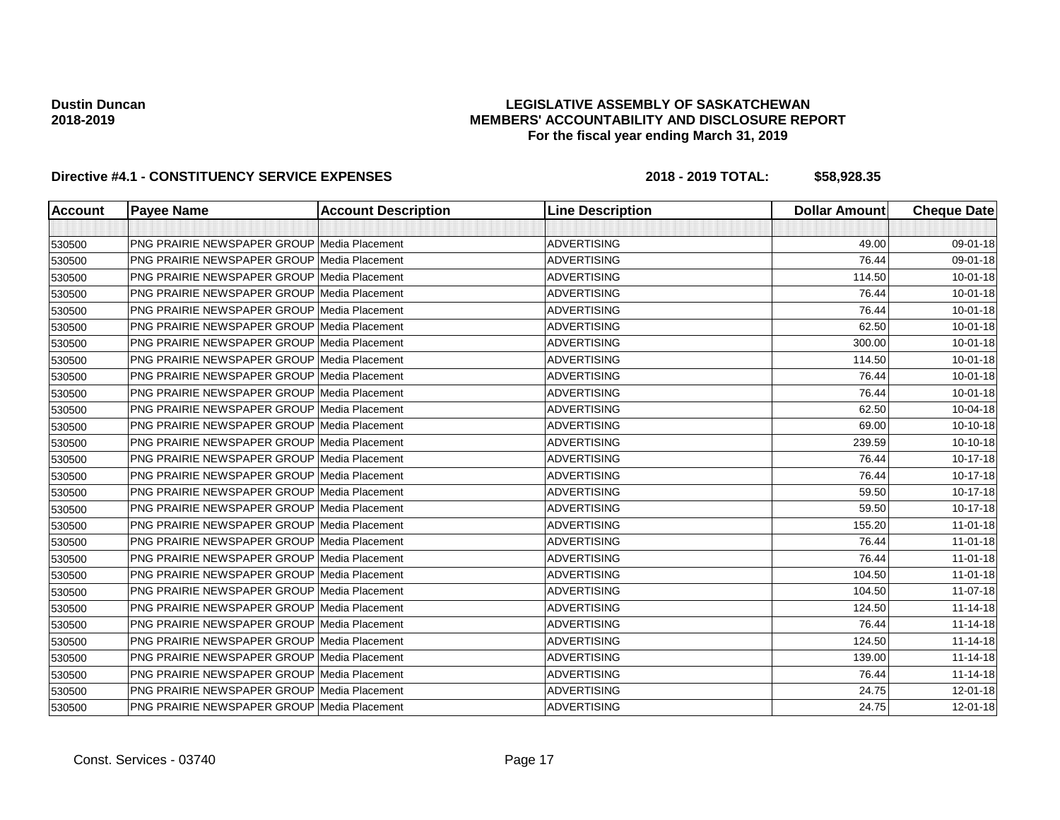**Dustin Duncan**
**2018-2019**

**LEGISLATIVE ASSEMBLY OF SASKATCHEWAN**
**MEMBERS' ACCOUNTABILITY AND DISCLOSURE REPORT**
**For the fiscal year ending March 31, 2019**

**Directive #4.1 - CONSTITUENCY SERVICE EXPENSES** **2018 - 2019 TOTAL: $58,928.35**

| Account | Payee Name | Account Description | Line Description | Dollar Amount | Cheque Date |
|---|---|---|---|---|---|
| | | | | | |
| 530500 | PNG PRAIRIE NEWSPAPER GROUP | Media Placement | ADVERTISING | 49.00 | 09-01-18 |
| 530500 | PNG PRAIRIE NEWSPAPER GROUP | Media Placement | ADVERTISING | 76.44 | 09-01-18 |
| 530500 | PNG PRAIRIE NEWSPAPER GROUP | Media Placement | ADVERTISING | 114.50 | 10-01-18 |
| 530500 | PNG PRAIRIE NEWSPAPER GROUP | Media Placement | ADVERTISING | 76.44 | 10-01-18 |
| 530500 | PNG PRAIRIE NEWSPAPER GROUP | Media Placement | ADVERTISING | 76.44 | 10-01-18 |
| 530500 | PNG PRAIRIE NEWSPAPER GROUP | Media Placement | ADVERTISING | 62.50 | 10-01-18 |
| 530500 | PNG PRAIRIE NEWSPAPER GROUP | Media Placement | ADVERTISING | 300.00 | 10-01-18 |
| 530500 | PNG PRAIRIE NEWSPAPER GROUP | Media Placement | ADVERTISING | 114.50 | 10-01-18 |
| 530500 | PNG PRAIRIE NEWSPAPER GROUP | Media Placement | ADVERTISING | 76.44 | 10-01-18 |
| 530500 | PNG PRAIRIE NEWSPAPER GROUP | Media Placement | ADVERTISING | 76.44 | 10-01-18 |
| 530500 | PNG PRAIRIE NEWSPAPER GROUP | Media Placement | ADVERTISING | 62.50 | 10-04-18 |
| 530500 | PNG PRAIRIE NEWSPAPER GROUP | Media Placement | ADVERTISING | 69.00 | 10-10-18 |
| 530500 | PNG PRAIRIE NEWSPAPER GROUP | Media Placement | ADVERTISING | 239.59 | 10-10-18 |
| 530500 | PNG PRAIRIE NEWSPAPER GROUP | Media Placement | ADVERTISING | 76.44 | 10-17-18 |
| 530500 | PNG PRAIRIE NEWSPAPER GROUP | Media Placement | ADVERTISING | 76.44 | 10-17-18 |
| 530500 | PNG PRAIRIE NEWSPAPER GROUP | Media Placement | ADVERTISING | 59.50 | 10-17-18 |
| 530500 | PNG PRAIRIE NEWSPAPER GROUP | Media Placement | ADVERTISING | 59.50 | 10-17-18 |
| 530500 | PNG PRAIRIE NEWSPAPER GROUP | Media Placement | ADVERTISING | 155.20 | 11-01-18 |
| 530500 | PNG PRAIRIE NEWSPAPER GROUP | Media Placement | ADVERTISING | 76.44 | 11-01-18 |
| 530500 | PNG PRAIRIE NEWSPAPER GROUP | Media Placement | ADVERTISING | 76.44 | 11-01-18 |
| 530500 | PNG PRAIRIE NEWSPAPER GROUP | Media Placement | ADVERTISING | 104.50 | 11-01-18 |
| 530500 | PNG PRAIRIE NEWSPAPER GROUP | Media Placement | ADVERTISING | 104.50 | 11-07-18 |
| 530500 | PNG PRAIRIE NEWSPAPER GROUP | Media Placement | ADVERTISING | 124.50 | 11-14-18 |
| 530500 | PNG PRAIRIE NEWSPAPER GROUP | Media Placement | ADVERTISING | 76.44 | 11-14-18 |
| 530500 | PNG PRAIRIE NEWSPAPER GROUP | Media Placement | ADVERTISING | 124.50 | 11-14-18 |
| 530500 | PNG PRAIRIE NEWSPAPER GROUP | Media Placement | ADVERTISING | 139.00 | 11-14-18 |
| 530500 | PNG PRAIRIE NEWSPAPER GROUP | Media Placement | ADVERTISING | 76.44 | 11-14-18 |
| 530500 | PNG PRAIRIE NEWSPAPER GROUP | Media Placement | ADVERTISING | 24.75 | 12-01-18 |
| 530500 | PNG PRAIRIE NEWSPAPER GROUP | Media Placement | ADVERTISING | 24.75 | 12-01-18 |

Const. Services - 03740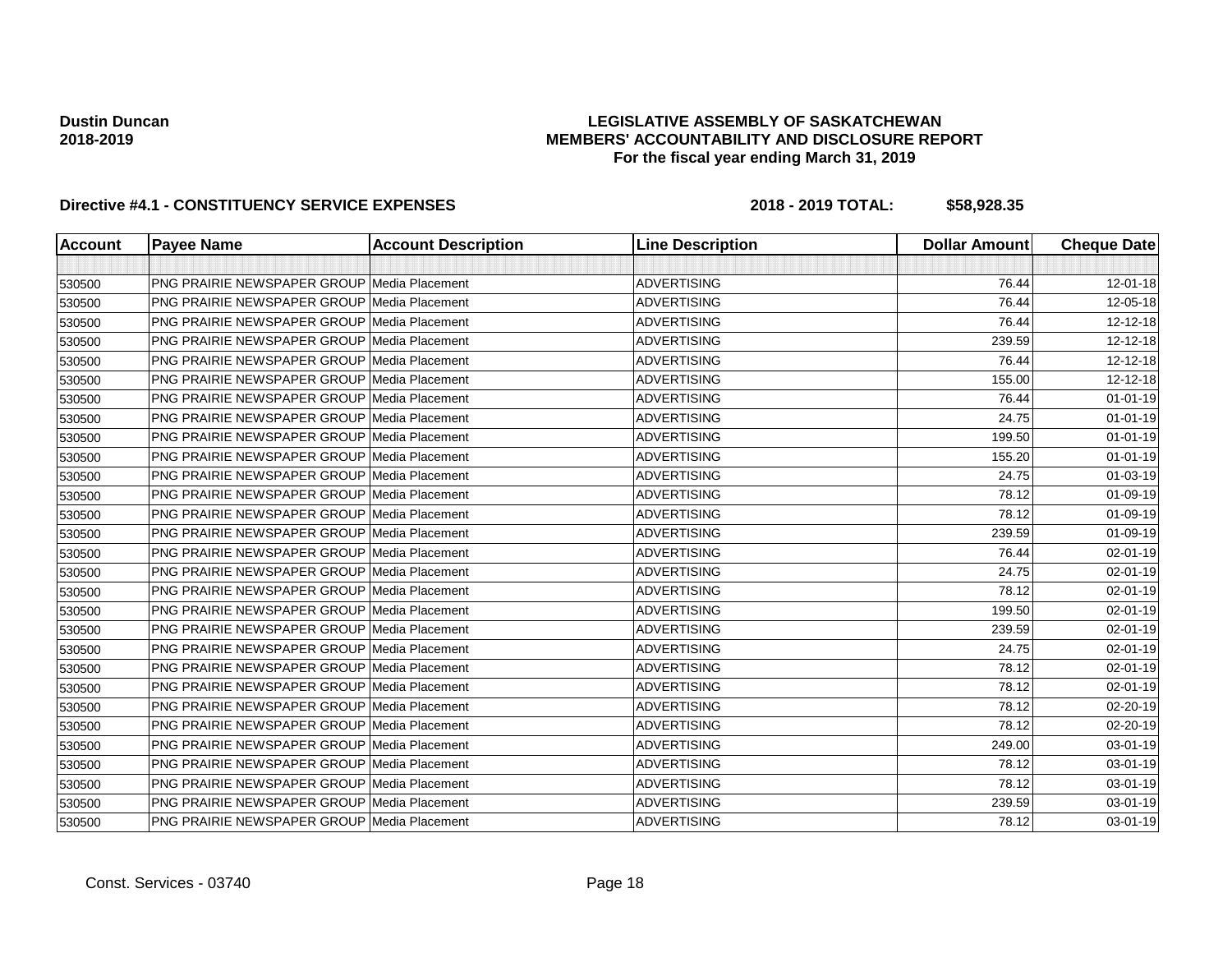**Dustin Duncan**
**2018-2019**

**LEGISLATIVE ASSEMBLY OF SASKATCHEWAN**
**MEMBERS' ACCOUNTABILITY AND DISCLOSURE REPORT**
**For the fiscal year ending March 31, 2019**

**Directive #4.1 - CONSTITUENCY SERVICE EXPENSES** **2018 - 2019 TOTAL: $58,928.35**

| Account | Payee Name | Account Description | Line Description | Dollar Amount | Cheque Date |
|---|---|---|---|---|---|
| | | | | | |
| 530500 | PNG PRAIRIE NEWSPAPER GROUP | Media Placement | ADVERTISING | 76.44 | 12-01-18 |
| 530500 | PNG PRAIRIE NEWSPAPER GROUP | Media Placement | ADVERTISING | 76.44 | 12-05-18 |
| 530500 | PNG PRAIRIE NEWSPAPER GROUP | Media Placement | ADVERTISING | 76.44 | 12-12-18 |
| 530500 | PNG PRAIRIE NEWSPAPER GROUP | Media Placement | ADVERTISING | 239.59 | 12-12-18 |
| 530500 | PNG PRAIRIE NEWSPAPER GROUP | Media Placement | ADVERTISING | 76.44 | 12-12-18 |
| 530500 | PNG PRAIRIE NEWSPAPER GROUP | Media Placement | ADVERTISING | 155.00 | 12-12-18 |
| 530500 | PNG PRAIRIE NEWSPAPER GROUP | Media Placement | ADVERTISING | 76.44 | 01-01-19 |
| 530500 | PNG PRAIRIE NEWSPAPER GROUP | Media Placement | ADVERTISING | 24.75 | 01-01-19 |
| 530500 | PNG PRAIRIE NEWSPAPER GROUP | Media Placement | ADVERTISING | 199.50 | 01-01-19 |
| 530500 | PNG PRAIRIE NEWSPAPER GROUP | Media Placement | ADVERTISING | 155.20 | 01-01-19 |
| 530500 | PNG PRAIRIE NEWSPAPER GROUP | Media Placement | ADVERTISING | 24.75 | 01-03-19 |
| 530500 | PNG PRAIRIE NEWSPAPER GROUP | Media Placement | ADVERTISING | 78.12 | 01-09-19 |
| 530500 | PNG PRAIRIE NEWSPAPER GROUP | Media Placement | ADVERTISING | 78.12 | 01-09-19 |
| 530500 | PNG PRAIRIE NEWSPAPER GROUP | Media Placement | ADVERTISING | 239.59 | 01-09-19 |
| 530500 | PNG PRAIRIE NEWSPAPER GROUP | Media Placement | ADVERTISING | 76.44 | 02-01-19 |
| 530500 | PNG PRAIRIE NEWSPAPER GROUP | Media Placement | ADVERTISING | 24.75 | 02-01-19 |
| 530500 | PNG PRAIRIE NEWSPAPER GROUP | Media Placement | ADVERTISING | 78.12 | 02-01-19 |
| 530500 | PNG PRAIRIE NEWSPAPER GROUP | Media Placement | ADVERTISING | 199.50 | 02-01-19 |
| 530500 | PNG PRAIRIE NEWSPAPER GROUP | Media Placement | ADVERTISING | 239.59 | 02-01-19 |
| 530500 | PNG PRAIRIE NEWSPAPER GROUP | Media Placement | ADVERTISING | 24.75 | 02-01-19 |
| 530500 | PNG PRAIRIE NEWSPAPER GROUP | Media Placement | ADVERTISING | 78.12 | 02-01-19 |
| 530500 | PNG PRAIRIE NEWSPAPER GROUP | Media Placement | ADVERTISING | 78.12 | 02-01-19 |
| 530500 | PNG PRAIRIE NEWSPAPER GROUP | Media Placement | ADVERTISING | 78.12 | 02-20-19 |
| 530500 | PNG PRAIRIE NEWSPAPER GROUP | Media Placement | ADVERTISING | 78.12 | 02-20-19 |
| 530500 | PNG PRAIRIE NEWSPAPER GROUP | Media Placement | ADVERTISING | 249.00 | 03-01-19 |
| 530500 | PNG PRAIRIE NEWSPAPER GROUP | Media Placement | ADVERTISING | 78.12 | 03-01-19 |
| 530500 | PNG PRAIRIE NEWSPAPER GROUP | Media Placement | ADVERTISING | 78.12 | 03-01-19 |
| 530500 | PNG PRAIRIE NEWSPAPER GROUP | Media Placement | ADVERTISING | 239.59 | 03-01-19 |
| 530500 | PNG PRAIRIE NEWSPAPER GROUP | Media Placement | ADVERTISING | 78.12 | 03-01-19 |

Const. Services - 03740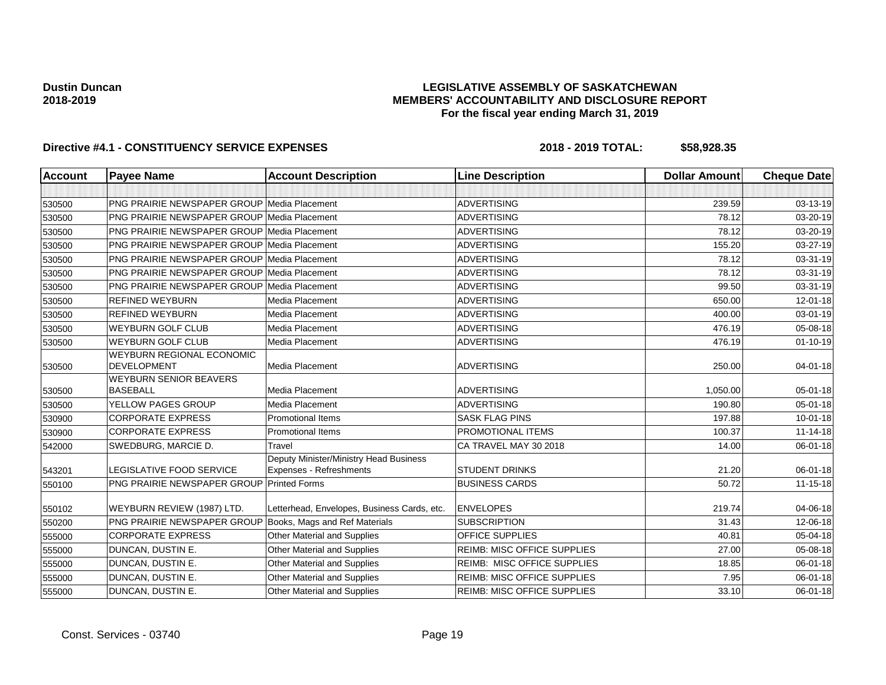**Dustin Duncan**
**2018-2019**

# LEGISLATIVE ASSEMBLY OF SASKATCHEWAN
## MEMBERS' ACCOUNTABILITY AND DISCLOSURE REPORT
### For the fiscal year ending March 31, 2019

**Directive #4.1 - CONSTITUENCY SERVICE EXPENSES** **2018 - 2019 TOTAL: $58,928.35**

| Account | Payee Name | Account Description | Line Description | Dollar Amount | Cheque Date |
|---|---|---|---|---|---|
| | | | | | |
| 530500 | PNG PRAIRIE NEWSPAPER GROUP | Media Placement | ADVERTISING | 239.59 | 03-13-19 |
| 530500 | PNG PRAIRIE NEWSPAPER GROUP | Media Placement | ADVERTISING | 78.12 | 03-20-19 |
| 530500 | PNG PRAIRIE NEWSPAPER GROUP | Media Placement | ADVERTISING | 78.12 | 03-20-19 |
| 530500 | PNG PRAIRIE NEWSPAPER GROUP | Media Placement | ADVERTISING | 155.20 | 03-27-19 |
| 530500 | PNG PRAIRIE NEWSPAPER GROUP | Media Placement | ADVERTISING | 78.12 | 03-31-19 |
| 530500 | PNG PRAIRIE NEWSPAPER GROUP | Media Placement | ADVERTISING | 78.12 | 03-31-19 |
| 530500 | PNG PRAIRIE NEWSPAPER GROUP | Media Placement | ADVERTISING | 99.50 | 03-31-19 |
| 530500 | REFINED WEYBURN | Media Placement | ADVERTISING | 650.00 | 12-01-18 |
| 530500 | REFINED WEYBURN | Media Placement | ADVERTISING | 400.00 | 03-01-19 |
| 530500 | WEYBURN GOLF CLUB | Media Placement | ADVERTISING | 476.19 | 05-08-18 |
| 530500 | WEYBURN GOLF CLUB | Media Placement | ADVERTISING | 476.19 | 01-10-19 |
| 530500 | WEYBURN REGIONAL ECONOMIC DEVELOPMENT | Media Placement | ADVERTISING | 250.00 | 04-01-18 |
| 530500 | WEYBURN SENIOR BEAVERS BASEBALL | Media Placement | ADVERTISING | 1,050.00 | 05-01-18 |
| 530500 | YELLOW PAGES GROUP | Media Placement | ADVERTISING | 190.80 | 05-01-18 |
| 530900 | CORPORATE EXPRESS | Promotional Items | SASK FLAG PINS | 197.88 | 10-01-18 |
| 530900 | CORPORATE EXPRESS | Promotional Items | PROMOTIONAL ITEMS | 100.37 | 11-14-18 |
| 542000 | SWEDBURG, MARCIE D. | Travel | CA TRAVEL MAY 30 2018 | 14.00 | 06-01-18 |
| 543201 | LEGISLATIVE FOOD SERVICE | Deputy Minister/Ministry Head Business Expenses - Refreshments | STUDENT DRINKS | 21.20 | 06-01-18 |
| 550100 | PNG PRAIRIE NEWSPAPER GROUP | Printed Forms | BUSINESS CARDS | 50.72 | 11-15-18 |
| 550102 | WEYBURN REVIEW (1987) LTD. | Letterhead, Envelopes, Business Cards, etc. | ENVELOPES | 219.74 | 04-06-18 |
| 550200 | PNG PRAIRIE NEWSPAPER GROUP | Books, Mags and Ref Materials | SUBSCRIPTION | 31.43 | 12-06-18 |
| 555000 | CORPORATE EXPRESS | Other Material and Supplies | OFFICE SUPPLIES | 40.81 | 05-04-18 |
| 555000 | DUNCAN, DUSTIN E. | Other Material and Supplies | REIMB: MISC OFFICE SUPPLIES | 27.00 | 05-08-18 |
| 555000 | DUNCAN, DUSTIN E. | Other Material and Supplies | REIMB: MISC OFFICE SUPPLIES | 18.85 | 06-01-18 |
| 555000 | DUNCAN, DUSTIN E. | Other Material and Supplies | REIMB: MISC OFFICE SUPPLIES | 7.95 | 06-01-18 |
| 555000 | DUNCAN, DUSTIN E. | Other Material and Supplies | REIMB: MISC OFFICE SUPPLIES | 33.10 | 06-01-18 |

Const. Services - 03740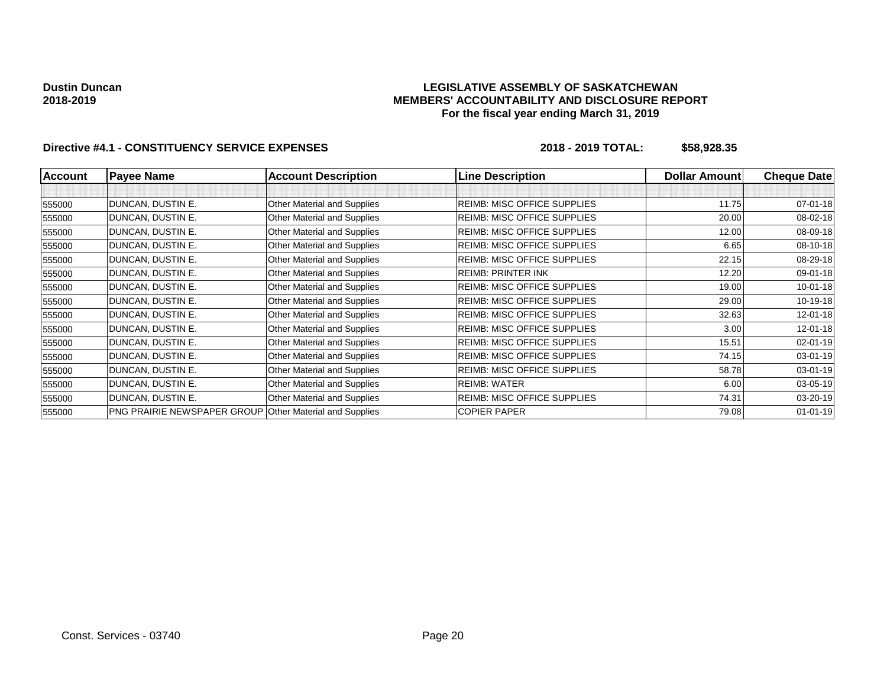**Dustin Duncan**
**2018-2019**

**LEGISLATIVE ASSEMBLY OF SASKATCHEWAN**
**MEMBERS' ACCOUNTABILITY AND DISCLOSURE REPORT**
**For the fiscal year ending March 31, 2019**

**Directive #4.1 - CONSTITUENCY SERVICE EXPENSES** **2018 - 2019 TOTAL: $58,928.35**

| Account | Payee Name | Account Description | Line Description | Dollar Amount | Cheque Date |
|---|---|---|---|---|---|
| | | | | | |
| 555000 | DUNCAN, DUSTIN E. | Other Material and Supplies | REIMB: MISC OFFICE SUPPLIES | 11.75 | 07-01-18 |
| 555000 | DUNCAN, DUSTIN E. | Other Material and Supplies | REIMB: MISC OFFICE SUPPLIES | 20.00 | 08-02-18 |
| 555000 | DUNCAN, DUSTIN E. | Other Material and Supplies | REIMB: MISC OFFICE SUPPLIES | 12.00 | 08-09-18 |
| 555000 | DUNCAN, DUSTIN E. | Other Material and Supplies | REIMB: MISC OFFICE SUPPLIES | 6.65 | 08-10-18 |
| 555000 | DUNCAN, DUSTIN E. | Other Material and Supplies | REIMB: MISC OFFICE SUPPLIES | 22.15 | 08-29-18 |
| 555000 | DUNCAN, DUSTIN E. | Other Material and Supplies | REIMB: PRINTER INK | 12.20 | 09-01-18 |
| 555000 | DUNCAN, DUSTIN E. | Other Material and Supplies | REIMB: MISC OFFICE SUPPLIES | 19.00 | 10-01-18 |
| 555000 | DUNCAN, DUSTIN E. | Other Material and Supplies | REIMB: MISC OFFICE SUPPLIES | 29.00 | 10-19-18 |
| 555000 | DUNCAN, DUSTIN E. | Other Material and Supplies | REIMB: MISC OFFICE SUPPLIES | 32.63 | 12-01-18 |
| 555000 | DUNCAN, DUSTIN E. | Other Material and Supplies | REIMB: MISC OFFICE SUPPLIES | 3.00 | 12-01-18 |
| 555000 | DUNCAN, DUSTIN E. | Other Material and Supplies | REIMB: MISC OFFICE SUPPLIES | 15.51 | 02-01-19 |
| 555000 | DUNCAN, DUSTIN E. | Other Material and Supplies | REIMB: MISC OFFICE SUPPLIES | 74.15 | 03-01-19 |
| 555000 | DUNCAN, DUSTIN E. | Other Material and Supplies | REIMB: MISC OFFICE SUPPLIES | 58.78 | 03-01-19 |
| 555000 | DUNCAN, DUSTIN E. | Other Material and Supplies | REIMB: WATER | 6.00 | 03-05-19 |
| 555000 | DUNCAN, DUSTIN E. | Other Material and Supplies | REIMB: MISC OFFICE SUPPLIES | 74.31 | 03-20-19 |
| 555000 | PNG PRAIRIE NEWSPAPER GROUP | Other Material and Supplies | COPIER PAPER | 79.08 | 01-01-19 |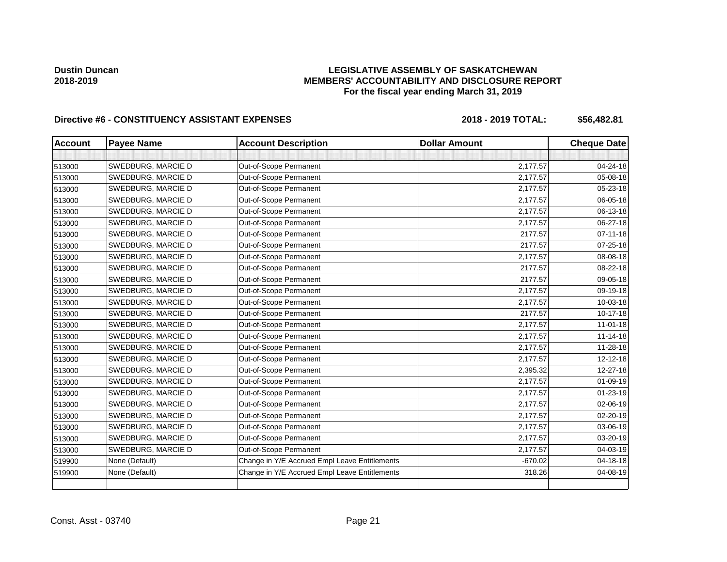**Dustin Duncan**
**2018-2019**

# LEGISLATIVE ASSEMBLY OF SASKATCHEWAN
## MEMBERS' ACCOUNTABILITY AND DISCLOSURE REPORT
### For the fiscal year ending March 31, 2019

**Directive #6 - CONSTITUENCY ASSISTANT EXPENSES** **2018 - 2019 TOTAL: $56,482.81**

| Account | Payee Name | Account Description | Dollar Amount | Cheque Date |
|---|---|---|---|---|
| | | | | |
| 513000 | SWEDBURG, MARCIE D | Out-of-Scope Permanent | 2,177.57 | 04-24-18 |
| 513000 | SWEDBURG, MARCIE D | Out-of-Scope Permanent | 2,177.57 | 05-08-18 |
| 513000 | SWEDBURG, MARCIE D | Out-of-Scope Permanent | 2,177.57 | 05-23-18 |
| 513000 | SWEDBURG, MARCIE D | Out-of-Scope Permanent | 2,177.57 | 06-05-18 |
| 513000 | SWEDBURG, MARCIE D | Out-of-Scope Permanent | 2,177.57 | 06-13-18 |
| 513000 | SWEDBURG, MARCIE D | Out-of-Scope Permanent | 2,177.57 | 06-27-18 |
| 513000 | SWEDBURG, MARCIE D | Out-of-Scope Permanent | 2177.57 | 07-11-18 |
| 513000 | SWEDBURG, MARCIE D | Out-of-Scope Permanent | 2177.57 | 07-25-18 |
| 513000 | SWEDBURG, MARCIE D | Out-of-Scope Permanent | 2,177.57 | 08-08-18 |
| 513000 | SWEDBURG, MARCIE D | Out-of-Scope Permanent | 2177.57 | 08-22-18 |
| 513000 | SWEDBURG, MARCIE D | Out-of-Scope Permanent | 2177.57 | 09-05-18 |
| 513000 | SWEDBURG, MARCIE D | Out-of-Scope Permanent | 2,177.57 | 09-19-18 |
| 513000 | SWEDBURG, MARCIE D | Out-of-Scope Permanent | 2,177.57 | 10-03-18 |
| 513000 | SWEDBURG, MARCIE D | Out-of-Scope Permanent | 2177.57 | 10-17-18 |
| 513000 | SWEDBURG, MARCIE D | Out-of-Scope Permanent | 2,177.57 | 11-01-18 |
| 513000 | SWEDBURG, MARCIE D | Out-of-Scope Permanent | 2,177.57 | 11-14-18 |
| 513000 | SWEDBURG, MARCIE D | Out-of-Scope Permanent | 2,177.57 | 11-28-18 |
| 513000 | SWEDBURG, MARCIE D | Out-of-Scope Permanent | 2,177.57 | 12-12-18 |
| 513000 | SWEDBURG, MARCIE D | Out-of-Scope Permanent | 2,395.32 | 12-27-18 |
| 513000 | SWEDBURG, MARCIE D | Out-of-Scope Permanent | 2,177.57 | 01-09-19 |
| 513000 | SWEDBURG, MARCIE D | Out-of-Scope Permanent | 2,177.57 | 01-23-19 |
| 513000 | SWEDBURG, MARCIE D | Out-of-Scope Permanent | 2,177.57 | 02-06-19 |
| 513000 | SWEDBURG, MARCIE D | Out-of-Scope Permanent | 2,177.57 | 02-20-19 |
| 513000 | SWEDBURG, MARCIE D | Out-of-Scope Permanent | 2,177.57 | 03-06-19 |
| 513000 | SWEDBURG, MARCIE D | Out-of-Scope Permanent | 2,177.57 | 03-20-19 |
| 513000 | SWEDBURG, MARCIE D | Out-of-Scope Permanent | 2,177.57 | 04-03-19 |
| 519900 | None (Default) | Change in Y/E Accrued Empl Leave Entitlements | -670.02 | 04-18-18 |
| 519900 | None (Default) | Change in Y/E Accrued Empl Leave Entitlements | 318.26 | 04-08-19 |
| | | | | |

Const. Asst - 03740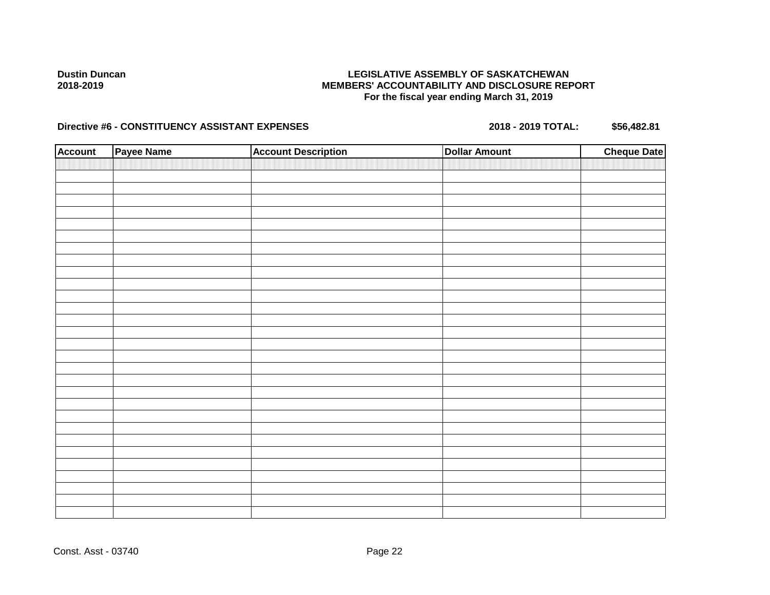**Dustin Duncan**
**2018-2019**

**LEGISLATIVE ASSEMBLY OF SASKATCHEWAN**
**MEMBERS' ACCOUNTABILITY AND DISCLOSURE REPORT**
**For the fiscal year ending March 31, 2019**

**Directive #6 - CONSTITUENCY ASSISTANT EXPENSES** **2018 - 2019 TOTAL: $56,482.81**

| Account | Payee Name | Account Description | Dollar Amount | Cheque Date |
|---|---|---|---|---|
| | | | | |

Const. Asst - 03740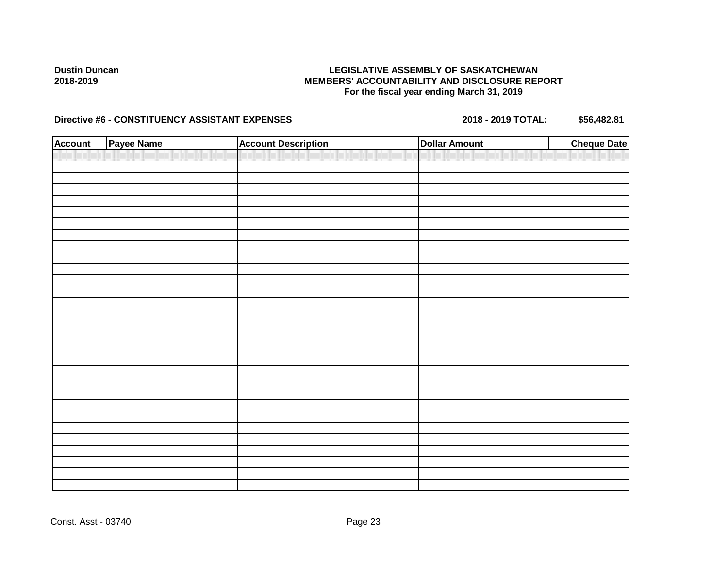**Dustin Duncan**
**2018-2019**

**LEGISLATIVE ASSEMBLY OF SASKATCHEWAN**
**MEMBERS' ACCOUNTABILITY AND DISCLOSURE REPORT**
**For the fiscal year ending March 31, 2019**

**Directive #6 - CONSTITUENCY ASSISTANT EXPENSES** **2018 - 2019 TOTAL: $56,482.81**

| Account | Payee Name | Account Description | Dollar Amount | Cheque Date |
|---|---|---|---|---|
| | | | | |

Const. Asst - 03740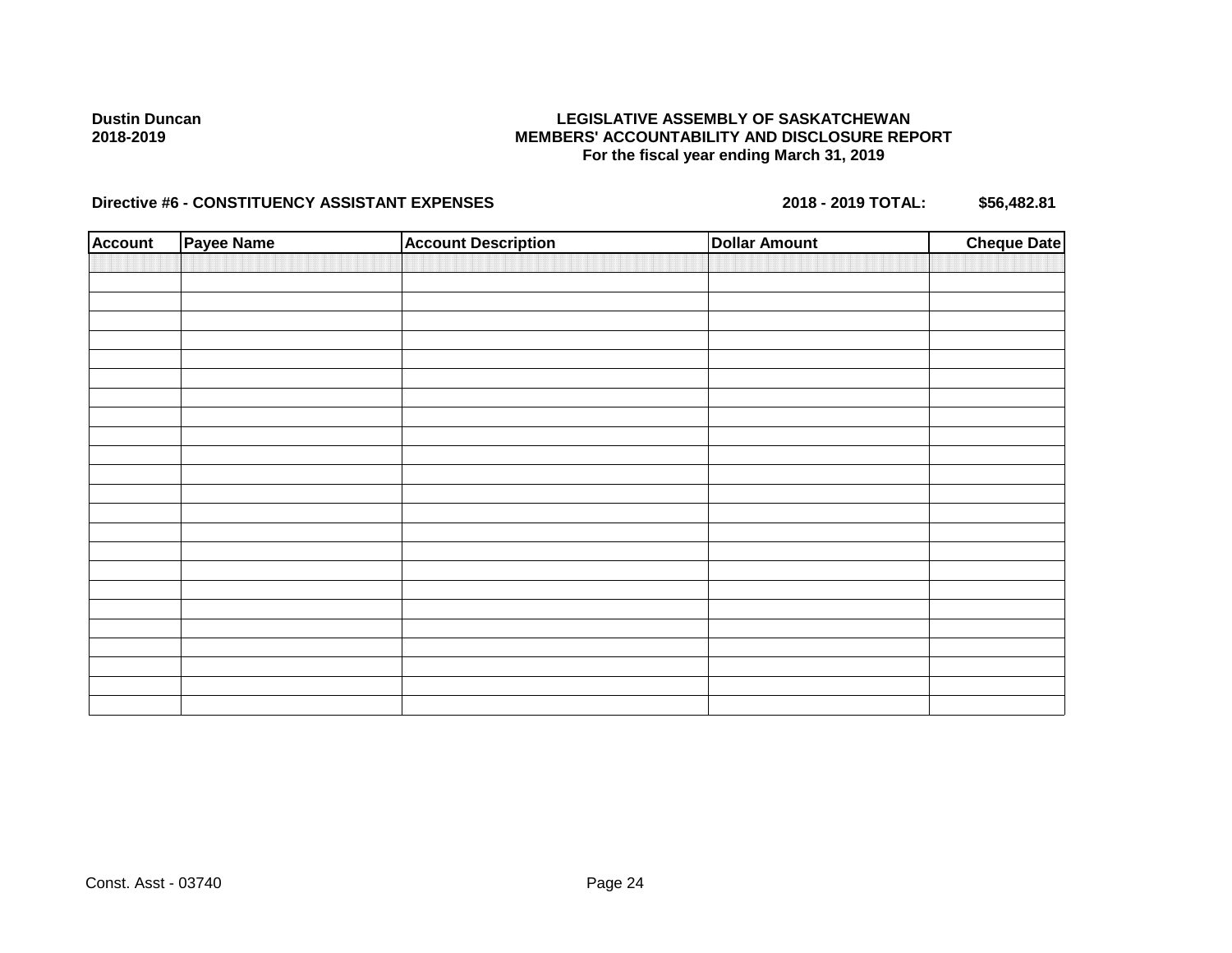**Dustin Duncan**
**2018-2019**

**LEGISLATIVE ASSEMBLY OF SASKATCHEWAN**
**MEMBERS' ACCOUNTABILITY AND DISCLOSURE REPORT**
**For the fiscal year ending March 31, 2019**

**Directive #6 - CONSTITUENCY ASSISTANT EXPENSES** **2018 - 2019 TOTAL: $56,482.81**

| Account | Payee Name | Account Description | Dollar Amount | Cheque Date |
| --- | --- | --- | --- | --- |
| | | | | |

Const. Asst - 03740